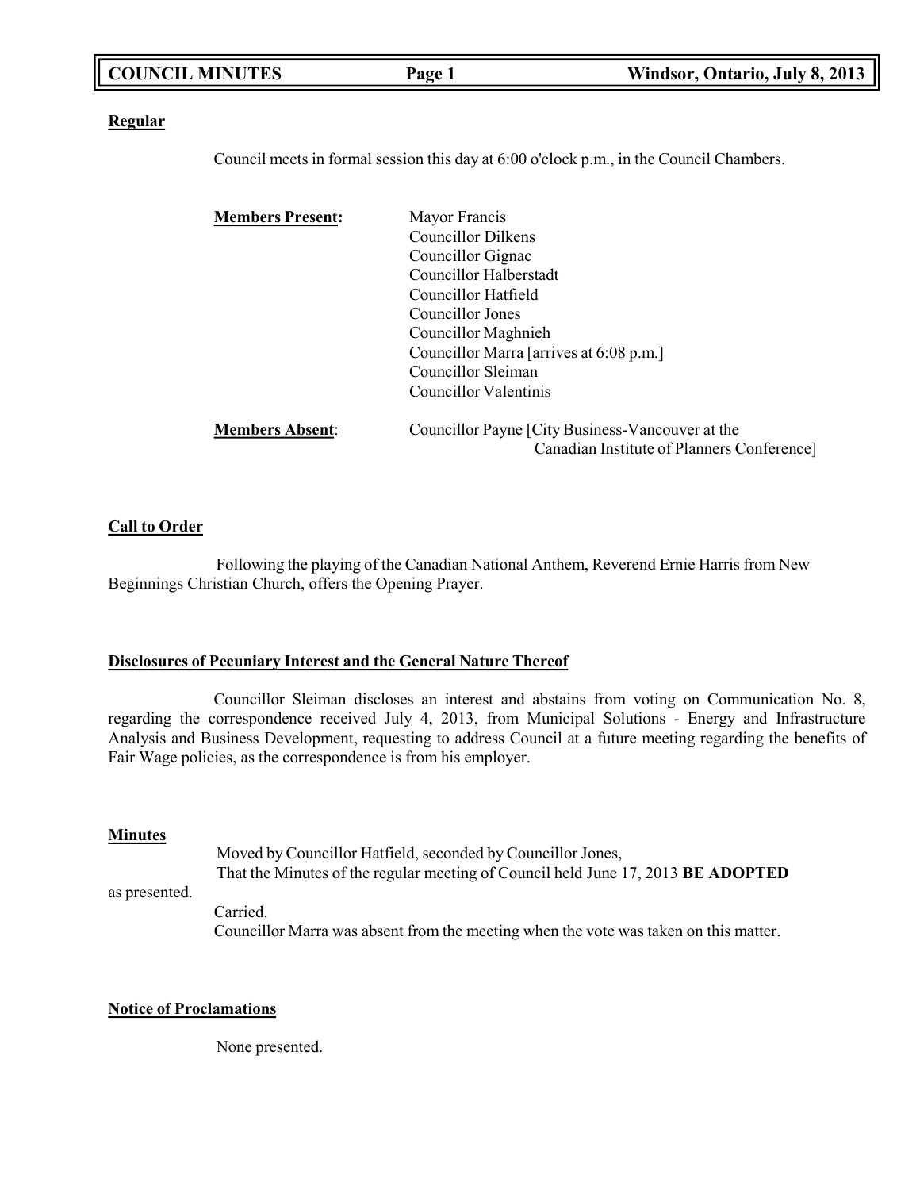**Regular**

Council meets in formal session this day at 6:00 o'clock p.m., in the Council Chambers.

**Members Present:**

Mayor Francis
Councillor Dilkens
Councillor Gignac
Councillor Halberstadt
Councillor Hatfield
Councillor Jones
Councillor Maghnieh
Councillor Marra [arrives at 6:08 p.m.]
Councillor Sleiman
Councillor Valentinis

**Members Absent:**

Councillor Payne [City Business-Vancouver at the Canadian Institute of Planners Conference]

**Call to Order**

Following the playing of the Canadian National Anthem, Reverend Ernie Harris from New Beginnings Christian Church, offers the Opening Prayer.

**Disclosures of Pecuniary Interest and the General Nature Thereof**

Councillor Sleiman discloses an interest and abstains from voting on Communication No. 8, regarding the correspondence received July 4, 2013, from Municipal Solutions - Energy and Infrastructure Analysis and Business Development, requesting to address Council at a future meeting regarding the benefits of Fair Wage policies, as the correspondence is from his employer.

**Minutes**

Moved by Councillor Hatfield, seconded by Councillor Jones,
That the Minutes of the regular meeting of Council held June 17, 2013 **BE ADOPTED** as presented.
Carried.
Councillor Marra was absent from the meeting when the vote was taken on this matter.

**Notice of Proclamations**

None presented.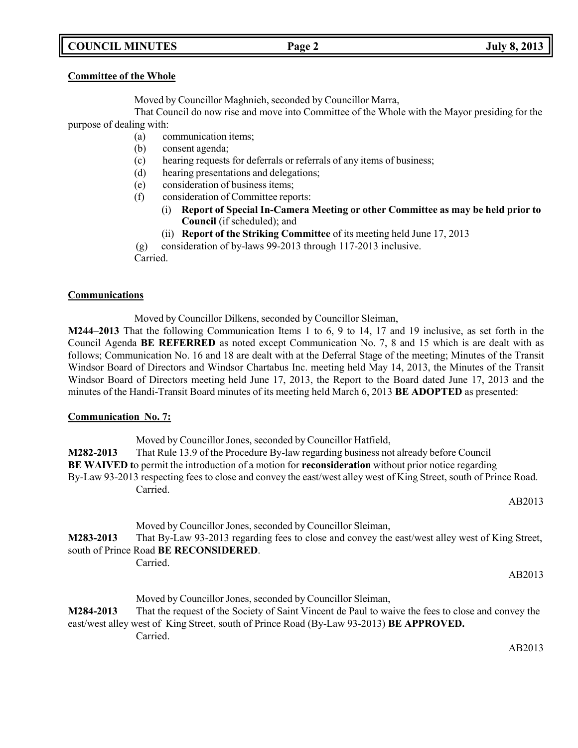## Committee of the Whole

Moved by Councillor Maghnieh, seconded by Councillor Marra,

That Council do now rise and move into Committee of the Whole with the Mayor presiding for the purpose of dealing with:

- (a) communication items;
- (b) consent agenda;
- (c) hearing requests for deferrals or referrals of any items of business;
- (d) hearing presentations and delegations;
- (e) consideration of business items;
- (f) consideration of Committee reports:
  - (i) **Report of Special In-Camera Meeting or other Committee as may be held prior to Council** (if scheduled); and
  - (ii) **Report of the Striking Committee** of its meeting held June 17, 2013
- (g) consideration of by-laws 99-2013 through 117-2013 inclusive.

Carried.

## Communications

Moved by Councillor Dilkens, seconded by Councillor Sleiman,

**M244–2013** That the following Communication Items 1 to 6, 9 to 14, 17 and 19 inclusive, as set forth in the Council Agenda **BE REFERRED** as noted except Communication No. 7, 8 and 15 which is are dealt with as follows; Communication No. 16 and 18 are dealt with at the Deferral Stage of the meeting; Minutes of the Transit Windsor Board of Directors and Windsor Chartabus Inc. meeting held May 14, 2013, the Minutes of the Transit Windsor Board of Directors meeting held June 17, 2013, the Report to the Board dated June 17, 2013 and the minutes of the Handi-Transit Board minutes of its meeting held March 6, 2013 **BE ADOPTED** as presented:

### Communication No. 7:

Moved by Councillor Jones, seconded by Councillor Hatfield,

**M282-2013** That Rule 13.9 of the Procedure By-law regarding business not already before Council **BE WAIVED t**o permit the introduction of a motion for **reconsideration** without prior notice regarding By-Law 93-2013 respecting fees to close and convey the east/west alley west of King Street, south of Prince Road.

Carried.

AB2013

Moved by Councillor Jones, seconded by Councillor Sleiman,

**M283-2013** That By-Law 93-2013 regarding fees to close and convey the east/west alley west of King Street, south of Prince Road **BE RECONSIDERED**.

Carried.

AB2013

Moved by Councillor Jones, seconded by Councillor Sleiman,

**M284-2013** That the request of the Society of Saint Vincent de Paul to waive the fees to close and convey the east/west alley west of King Street, south of Prince Road (By-Law 93-2013) **BE APPROVED.**

Carried.

AB2013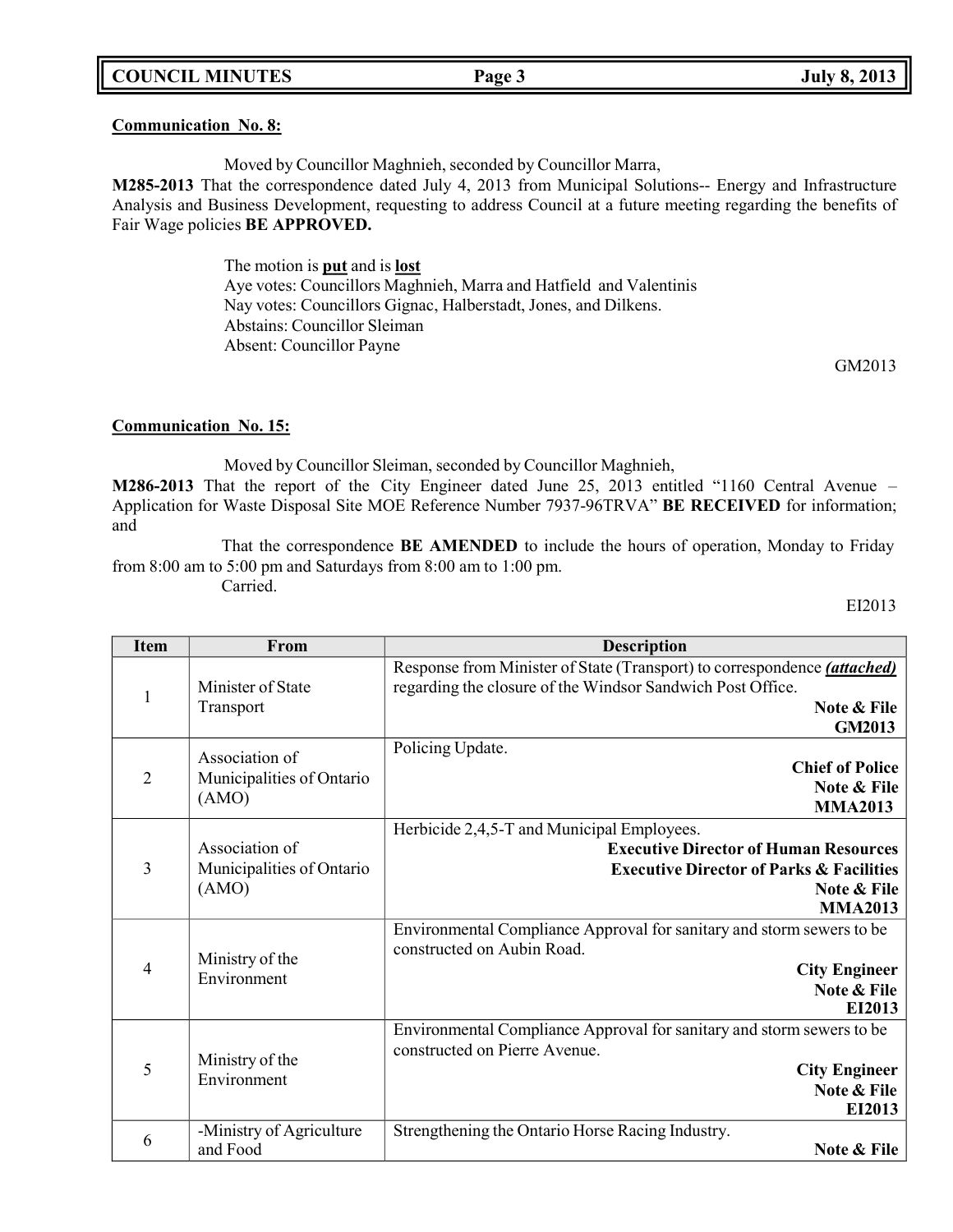**Communication No. 8:**

Moved by Councillor Maghnieh, seconded by Councillor Marra,

**M285-2013** That the correspondence dated July 4, 2013 from Municipal Solutions-- Energy and Infrastructure Analysis and Business Development, requesting to address Council at a future meeting regarding the benefits of Fair Wage policies **BE APPROVED.**

The motion is **put** and is **lost**
Aye votes: Councillors Maghnieh, Marra and Hatfield and Valentinis
Nay votes: Councillors Gignac, Halberstadt, Jones, and Dilkens.
Abstains: Councillor Sleiman
Absent: Councillor Payne

GM2013

**Communication No. 15:**

Moved by Councillor Sleiman, seconded by Councillor Maghnieh,

**M286-2013** That the report of the City Engineer dated June 25, 2013 entitled "1160 Central Avenue – Application for Waste Disposal Site MOE Reference Number 7937-96TRVA" **BE RECEIVED** for information; and

That the correspondence **BE AMENDED** to include the hours of operation, Monday to Friday from 8:00 am to 5:00 pm and Saturdays from 8:00 am to 1:00 pm.
Carried.

EI2013

| Item | From | Description |
|---|---|---|
| 1 | Minister of State Transport | Response from Minister of State (Transport) to correspondence ***(attached)*** regarding the closure of the Windsor Sandwich Post Office. **Note & File** **GM2013** |
| 2 | Association of Municipalities of Ontario (AMO) | Policing Update. **Chief of Police** **Note & File** **MMA2013** |
| 3 | Association of Municipalities of Ontario (AMO) | Herbicide 2,4,5-T and Municipal Employees. **Executive Director of Human Resources** **Executive Director of Parks & Facilities** **Note & File** **MMA2013** |
| 4 | Ministry of the Environment | Environmental Compliance Approval for sanitary and storm sewers to be constructed on Aubin Road. **City Engineer** **Note & File** **EI2013** |
| 5 | Ministry of the Environment | Environmental Compliance Approval for sanitary and storm sewers to be constructed on Pierre Avenue. **City Engineer** **Note & File** **EI2013** |
| 6 | -Ministry of Agriculture and Food | Strengthening the Ontario Horse Racing Industry. **Note & File** |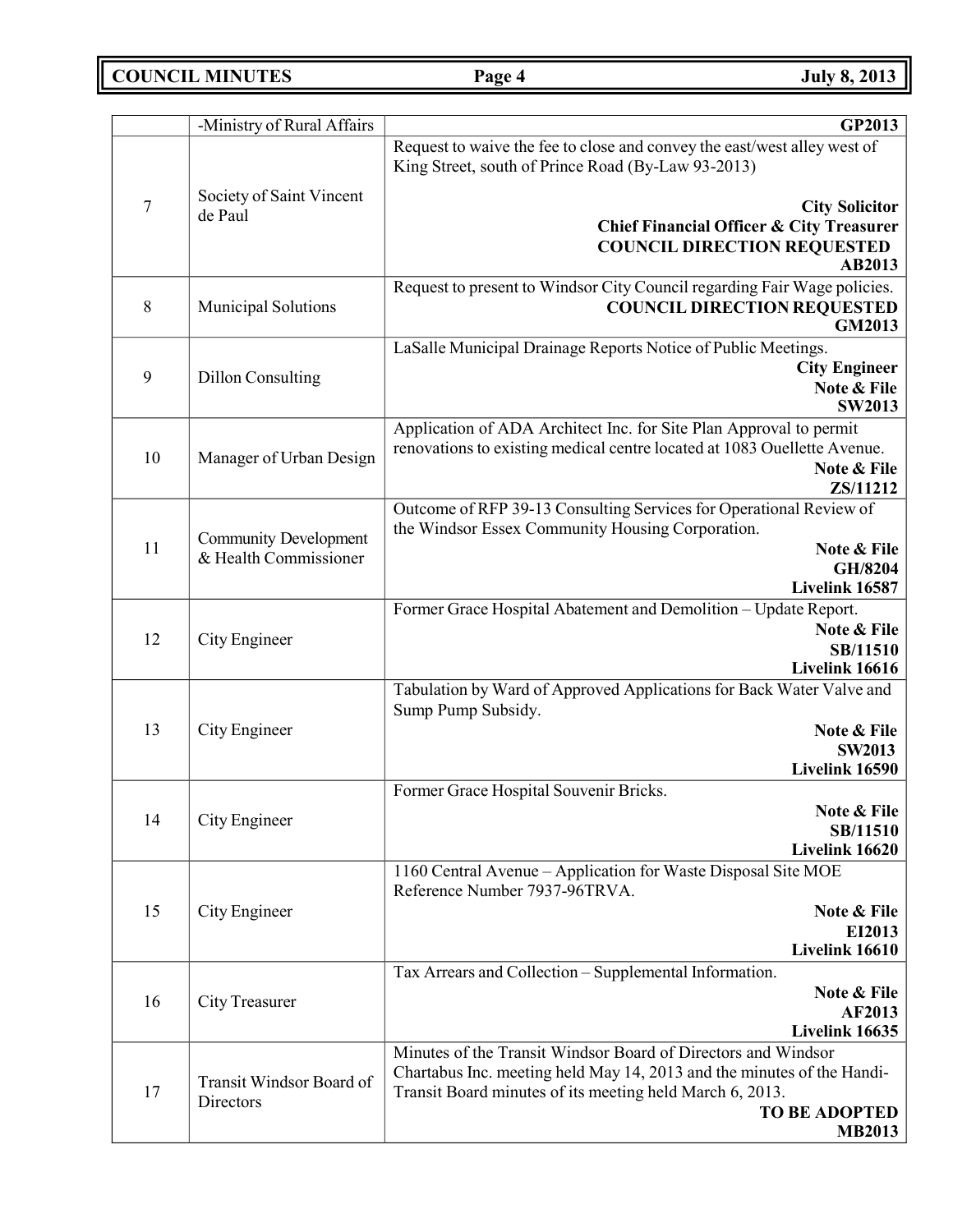| | | |
|---|---|---|
| | -Ministry of Rural Affairs | **GP2013** |
| 7 | Society of Saint Vincent de Paul | Request to waive the fee to close and convey the east/west alley west of King Street, south of Prince Road (By-Law 93-2013)<br><br>**City Solicitor**<br>**Chief Financial Officer & City Treasurer**<br>**COUNCIL DIRECTION REQUESTED**<br>**AB2013** |
| 8 | Municipal Solutions | Request to present to Windsor City Council regarding Fair Wage policies.<br>**COUNCIL DIRECTION REQUESTED**<br>**GM2013** |
| 9 | Dillon Consulting | LaSalle Municipal Drainage Reports Notice of Public Meetings.<br>**City Engineer**<br>**Note & File**<br>**SW2013** |
| 10 | Manager of Urban Design | Application of ADA Architect Inc. for Site Plan Approval to permit renovations to existing medical centre located at 1083 Ouellette Avenue.<br>**Note & File**<br>**ZS/11212** |
| 11 | Community Development & Health Commissioner | Outcome of RFP 39-13 Consulting Services for Operational Review of the Windsor Essex Community Housing Corporation.<br>**Note & File**<br>**GH/8204**<br>**Livelink 16587** |
| 12 | City Engineer | Former Grace Hospital Abatement and Demolition – Update Report.<br>**Note & File**<br>**SB/11510**<br>**Livelink 16616** |
| 13 | City Engineer | Tabulation by Ward of Approved Applications for Back Water Valve and Sump Pump Subsidy.<br>**Note & File**<br>**SW2013**<br>**Livelink 16590** |
| 14 | City Engineer | Former Grace Hospital Souvenir Bricks.<br>**Note & File**<br>**SB/11510**<br>**Livelink 16620** |
| 15 | City Engineer | 1160 Central Avenue – Application for Waste Disposal Site MOE Reference Number 7937-96TRVA.<br>**Note & File**<br>**EI2013**<br>**Livelink 16610** |
| 16 | City Treasurer | Tax Arrears and Collection – Supplemental Information.<br>**Note & File**<br>**AF2013**<br>**Livelink 16635** |
| 17 | Transit Windsor Board of Directors | Minutes of the Transit Windsor Board of Directors and Windsor Chartabus Inc. meeting held May 14, 2013 and the minutes of the Handi-Transit Board minutes of its meeting held March 6, 2013.<br>**TO BE ADOPTED**<br>**MB2013** |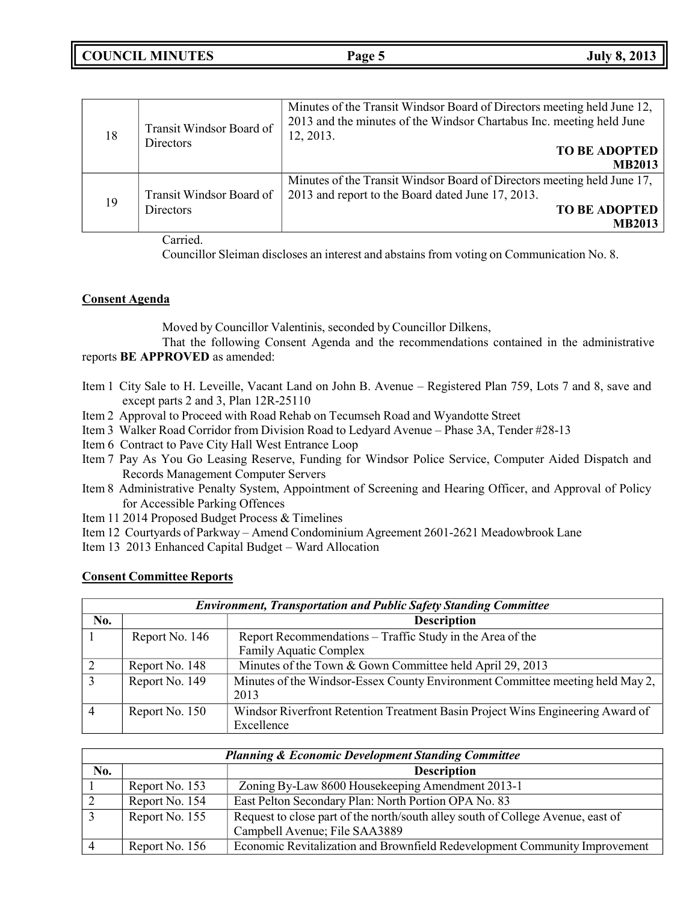| 18 | Transit Windsor Board of Directors | Minutes of the Transit Windsor Board of Directors meeting held June 12, 2013 and the minutes of the Windsor Chartabus Inc. meeting held June 12, 2013. **TO BE ADOPTED MB2013** |
|---|---|---|
| 19 | Transit Windsor Board of Directors | Minutes of the Transit Windsor Board of Directors meeting held June 17, 2013 and report to the Board dated June 17, 2013. **TO BE ADOPTED MB2013** |

Carried.

Councillor Sleiman discloses an interest and abstains from voting on Communication No. 8.

**Consent Agenda**

Moved by Councillor Valentinis, seconded by Councillor Dilkens,

That the following Consent Agenda and the recommendations contained in the administrative reports **BE APPROVED** as amended:

Item 1 City Sale to H. Leveille, Vacant Land on John B. Avenue – Registered Plan 759, Lots 7 and 8, save and except parts 2 and 3, Plan 12R-25110
Item 2 Approval to Proceed with Road Rehab on Tecumseh Road and Wyandotte Street
Item 3 Walker Road Corridor from Division Road to Ledyard Avenue – Phase 3A, Tender #28-13
Item 6 Contract to Pave City Hall West Entrance Loop
Item 7 Pay As You Go Leasing Reserve, Funding for Windsor Police Service, Computer Aided Dispatch and Records Management Computer Servers
Item 8 Administrative Penalty System, Appointment of Screening and Hearing Officer, and Approval of Policy for Accessible Parking Offences
Item 11 2014 Proposed Budget Process & Timelines
Item 12 Courtyards of Parkway – Amend Condominium Agreement 2601-2621 Meadowbrook Lane
Item 13 2013 Enhanced Capital Budget – Ward Allocation

**Consent Committee Reports**

| ***Environment, Transportation and Public Safety Standing Committee*** | | |
|---|---|---|
| **No.** | | **Description** |
| 1 | Report No. 146 | Report Recommendations – Traffic Study in the Area of the Family Aquatic Complex |
| 2 | Report No. 148 | Minutes of the Town & Gown Committee held April 29, 2013 |
| 3 | Report No. 149 | Minutes of the Windsor-Essex County Environment Committee meeting held May 2, 2013 |
| 4 | Report No. 150 | Windsor Riverfront Retention Treatment Basin Project Wins Engineering Award of Excellence |

| ***Planning & Economic Development Standing Committee*** | | |
|---|---|---|
| **No.** | | **Description** |
| 1 | Report No. 153 | Zoning By-Law 8600 Housekeeping Amendment 2013-1 |
| 2 | Report No. 154 | East Pelton Secondary Plan: North Portion OPA No. 83 |
| 3 | Report No. 155 | Request to close part of the north/south alley south of College Avenue, east of Campbell Avenue; File SAA3889 |
| 4 | Report No. 156 | Economic Revitalization and Brownfield Redevelopment Community Improvement |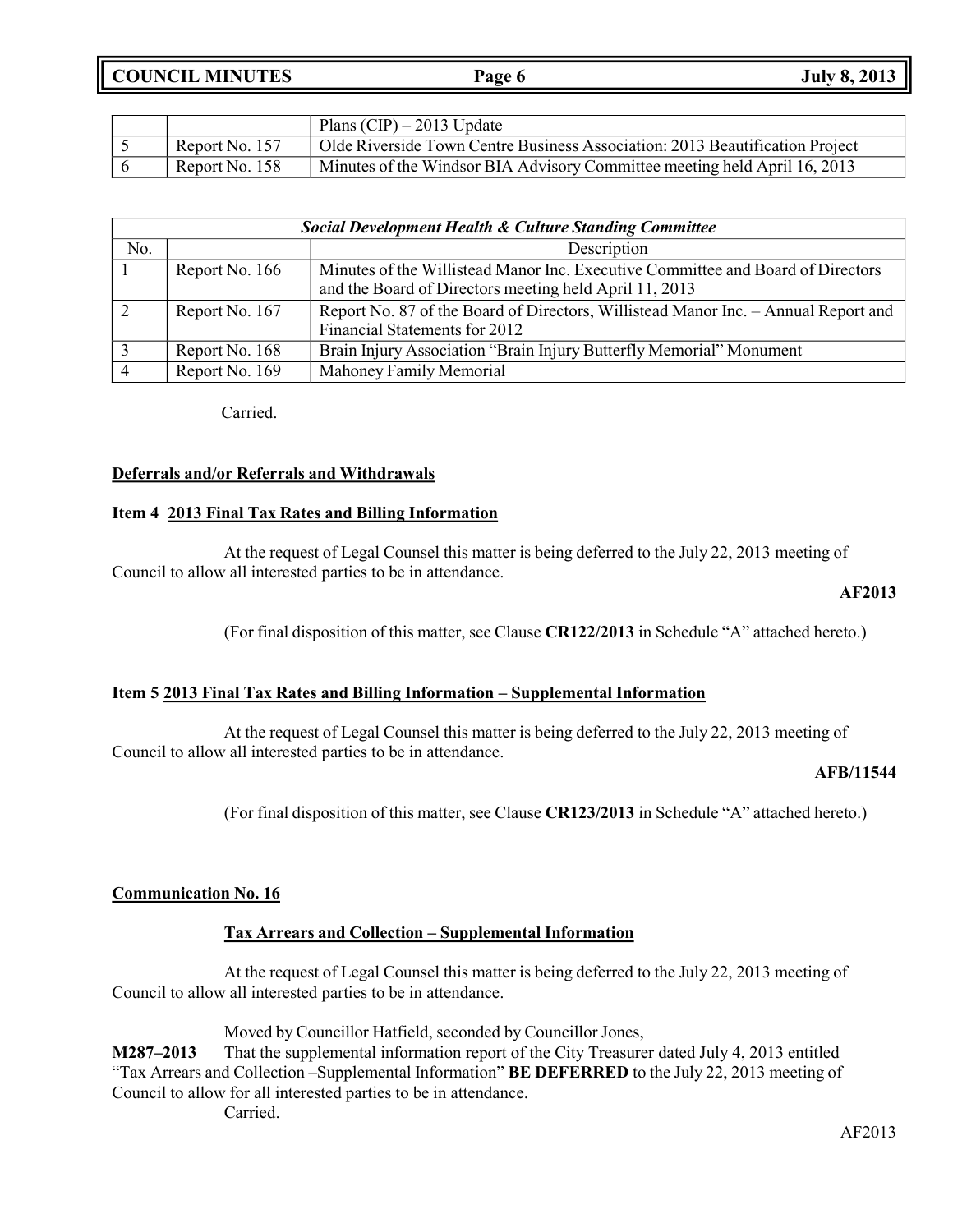| | | |
|---|---|---|
| | | Plans (CIP) – 2013 Update |
| 5 | Report No. 157 | Olde Riverside Town Centre Business Association: 2013 Beautification Project |
| 6 | Report No. 158 | Minutes of the Windsor BIA Advisory Committee meeting held April 16, 2013 |

| ***Social Development Health & Culture Standing Committee*** | | |
|---|---|---|
| No. | | Description |
| 1 | Report No. 166 | Minutes of the Willistead Manor Inc. Executive Committee and Board of Directors and the Board of Directors meeting held April 11, 2013 |
| 2 | Report No. 167 | Report No. 87 of the Board of Directors, Willistead Manor Inc. – Annual Report and Financial Statements for 2012 |
| 3 | Report No. 168 | Brain Injury Association "Brain Injury Butterfly Memorial" Monument |
| 4 | Report No. 169 | Mahoney Family Memorial |

Carried.

**Deferrals and/or Referrals and Withdrawals**

**Item 4 2013 Final Tax Rates and Billing Information**

At the request of Legal Counsel this matter is being deferred to the July 22, 2013 meeting of Council to allow all interested parties to be in attendance.

**AF2013**

(For final disposition of this matter, see Clause **CR122/2013** in Schedule "A" attached hereto.)

**Item 5 2013 Final Tax Rates and Billing Information – Supplemental Information**

At the request of Legal Counsel this matter is being deferred to the July 22, 2013 meeting of Council to allow all interested parties to be in attendance.

**AFB/11544**

(For final disposition of this matter, see Clause **CR123/2013** in Schedule "A" attached hereto.)

**Communication No. 16**

**Tax Arrears and Collection – Supplemental Information**

At the request of Legal Counsel this matter is being deferred to the July 22, 2013 meeting of Council to allow all interested parties to be in attendance.

Moved by Councillor Hatfield, seconded by Councillor Jones,

**M287–2013** That the supplemental information report of the City Treasurer dated July 4, 2013 entitled "Tax Arrears and Collection –Supplemental Information" **BE DEFERRED** to the July 22, 2013 meeting of Council to allow for all interested parties to be in attendance.

Carried.

AF2013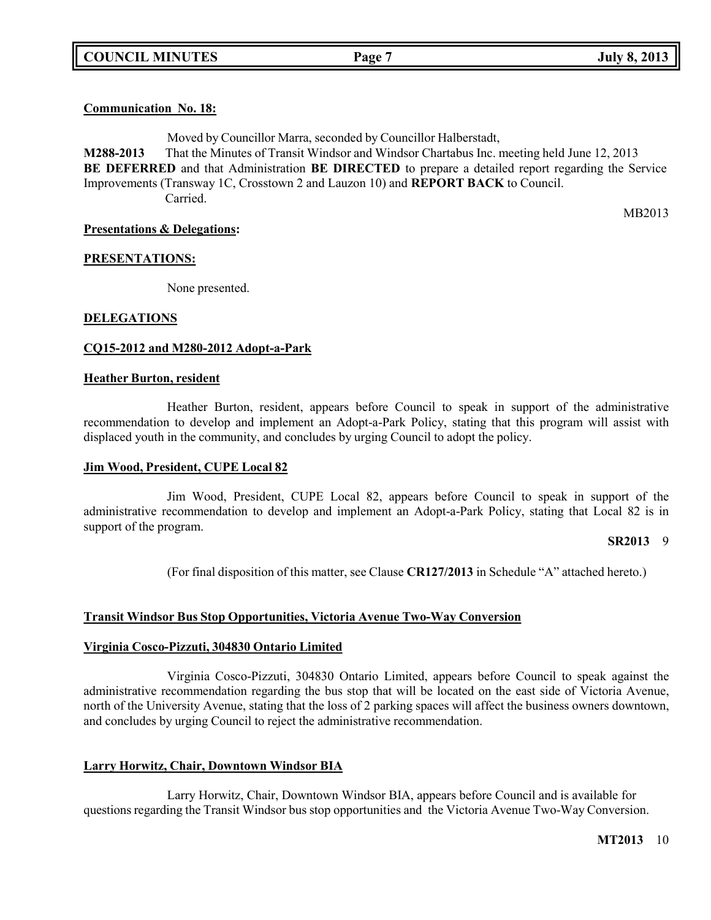**Communication No. 18:**

Moved by Councillor Marra, seconded by Councillor Halberstadt,

**M288-2013** That the Minutes of Transit Windsor and Windsor Chartabus Inc. meeting held June 12, 2013 **BE DEFERRED** and that Administration **BE DIRECTED** to prepare a detailed report regarding the Service Improvements (Transway 1C, Crosstown 2 and Lauzon 10) and **REPORT BACK** to Council.

Carried.

MB2013

**Presentations & Delegations:**

**PRESENTATIONS:**

None presented.

**DELEGATIONS**

**CQ15-2012 and M280-2012 Adopt-a-Park**

**Heather Burton, resident**

Heather Burton, resident, appears before Council to speak in support of the administrative recommendation to develop and implement an Adopt-a-Park Policy, stating that this program will assist with displaced youth in the community, and concludes by urging Council to adopt the policy.

**Jim Wood, President, CUPE Local 82**

Jim Wood, President, CUPE Local 82, appears before Council to speak in support of the administrative recommendation to develop and implement an Adopt-a-Park Policy, stating that Local 82 is in support of the program.

**SR2013** 9

(For final disposition of this matter, see Clause **CR127/2013** in Schedule "A" attached hereto.)

**Transit Windsor Bus Stop Opportunities, Victoria Avenue Two-Way Conversion**

**Virginia Cosco-Pizzuti, 304830 Ontario Limited**

Virginia Cosco-Pizzuti, 304830 Ontario Limited, appears before Council to speak against the administrative recommendation regarding the bus stop that will be located on the east side of Victoria Avenue, north of the University Avenue, stating that the loss of 2 parking spaces will affect the business owners downtown, and concludes by urging Council to reject the administrative recommendation.

**Larry Horwitz, Chair, Downtown Windsor BIA**

Larry Horwitz, Chair, Downtown Windsor BIA, appears before Council and is available for questions regarding the Transit Windsor bus stop opportunities and the Victoria Avenue Two-Way Conversion.

**MT2013** 10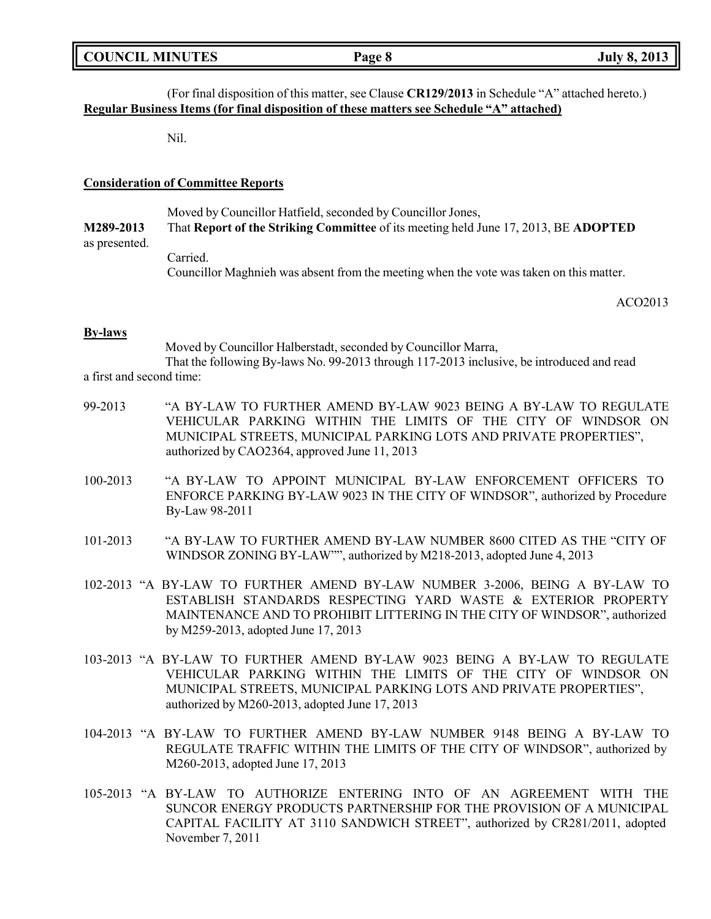(For final disposition of this matter, see Clause **CR129/2013** in Schedule "A" attached hereto.)

**Regular Business Items (for final disposition of these matters see Schedule "A" attached)**

Nil.

**Consideration of Committee Reports**

Moved by Councillor Hatfield, seconded by Councillor Jones,

**M289-2013** That **Report of the Striking Committee** of its meeting held June 17, 2013, BE **ADOPTED** as presented.

Carried.

Councillor Maghnieh was absent from the meeting when the vote was taken on this matter.

ACO2013

**By-laws**

Moved by Councillor Halberstadt, seconded by Councillor Marra,

That the following By-laws No. 99-2013 through 117-2013 inclusive, be introduced and read a first and second time:

99-2013 "A BY-LAW TO FURTHER AMEND BY-LAW 9023 BEING A BY-LAW TO REGULATE VEHICULAR PARKING WITHIN THE LIMITS OF THE CITY OF WINDSOR ON MUNICIPAL STREETS, MUNICIPAL PARKING LOTS AND PRIVATE PROPERTIES", authorized by CAO2364, approved June 11, 2013

100-2013 "A BY-LAW TO APPOINT MUNICIPAL BY-LAW ENFORCEMENT OFFICERS TO ENFORCE PARKING BY-LAW 9023 IN THE CITY OF WINDSOR", authorized by Procedure By-Law 98-2011

101-2013 "A BY-LAW TO FURTHER AMEND BY-LAW NUMBER 8600 CITED AS THE "CITY OF WINDSOR ZONING BY-LAW"", authorized by M218-2013, adopted June 4, 2013

102-2013 "A BY-LAW TO FURTHER AMEND BY-LAW NUMBER 3-2006, BEING A BY-LAW TO ESTABLISH STANDARDS RESPECTING YARD WASTE & EXTERIOR PROPERTY MAINTENANCE AND TO PROHIBIT LITTERING IN THE CITY OF WINDSOR", authorized by M259-2013, adopted June 17, 2013

103-2013 "A BY-LAW TO FURTHER AMEND BY-LAW 9023 BEING A BY-LAW TO REGULATE VEHICULAR PARKING WITHIN THE LIMITS OF THE CITY OF WINDSOR ON MUNICIPAL STREETS, MUNICIPAL PARKING LOTS AND PRIVATE PROPERTIES", authorized by M260-2013, adopted June 17, 2013

104-2013 "A BY-LAW TO FURTHER AMEND BY-LAW NUMBER 9148 BEING A BY-LAW TO REGULATE TRAFFIC WITHIN THE LIMITS OF THE CITY OF WINDSOR", authorized by M260-2013, adopted June 17, 2013

105-2013 "A BY-LAW TO AUTHORIZE ENTERING INTO OF AN AGREEMENT WITH THE SUNCOR ENERGY PRODUCTS PARTNERSHIP FOR THE PROVISION OF A MUNICIPAL CAPITAL FACILITY AT 3110 SANDWICH STREET", authorized by CR281/2011, adopted November 7, 2011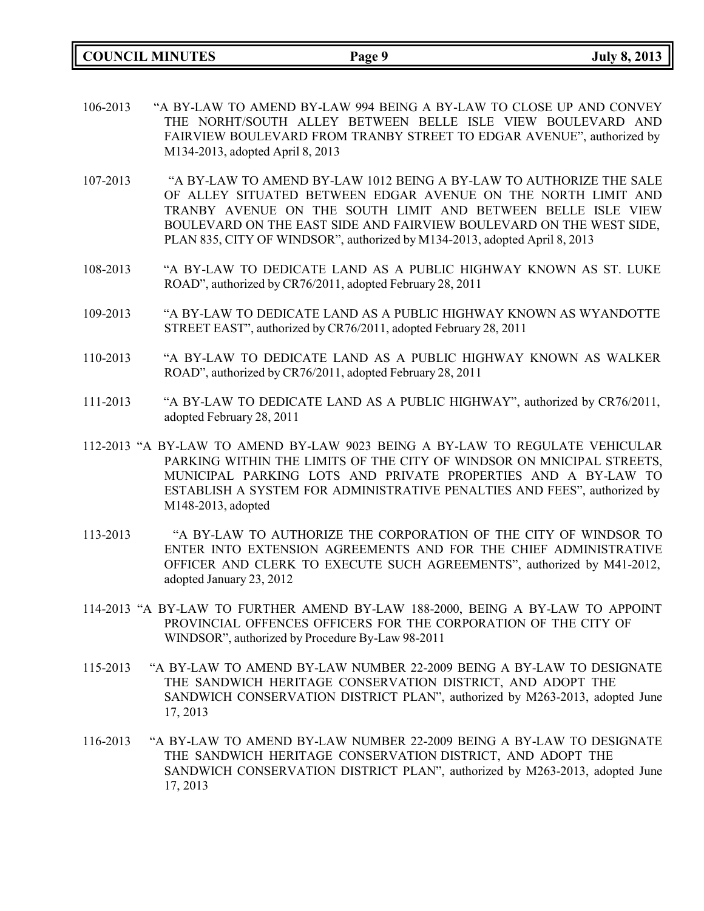106-2013 "A BY-LAW TO AMEND BY-LAW 994 BEING A BY-LAW TO CLOSE UP AND CONVEY THE NORHT/SOUTH ALLEY BETWEEN BELLE ISLE VIEW BOULEVARD AND FAIRVIEW BOULEVARD FROM TRANBY STREET TO EDGAR AVENUE", authorized by M134-2013, adopted April 8, 2013

107-2013 "A BY-LAW TO AMEND BY-LAW 1012 BEING A BY-LAW TO AUTHORIZE THE SALE OF ALLEY SITUATED BETWEEN EDGAR AVENUE ON THE NORTH LIMIT AND TRANBY AVENUE ON THE SOUTH LIMIT AND BETWEEN BELLE ISLE VIEW BOULEVARD ON THE EAST SIDE AND FAIRVIEW BOULEVARD ON THE WEST SIDE, PLAN 835, CITY OF WINDSOR", authorized by M134-2013, adopted April 8, 2013

108-2013 "A BY-LAW TO DEDICATE LAND AS A PUBLIC HIGHWAY KNOWN AS ST. LUKE ROAD", authorized by CR76/2011, adopted February 28, 2011

109-2013 "A BY-LAW TO DEDICATE LAND AS A PUBLIC HIGHWAY KNOWN AS WYANDOTTE STREET EAST", authorized by CR76/2011, adopted February 28, 2011

110-2013 "A BY-LAW TO DEDICATE LAND AS A PUBLIC HIGHWAY KNOWN AS WALKER ROAD", authorized by CR76/2011, adopted February 28, 2011

111-2013 "A BY-LAW TO DEDICATE LAND AS A PUBLIC HIGHWAY", authorized by CR76/2011, adopted February 28, 2011

112-2013 "A BY-LAW TO AMEND BY-LAW 9023 BEING A BY-LAW TO REGULATE VEHICULAR PARKING WITHIN THE LIMITS OF THE CITY OF WINDSOR ON MNICIPAL STREETS, MUNICIPAL PARKING LOTS AND PRIVATE PROPERTIES AND A BY-LAW TO ESTABLISH A SYSTEM FOR ADMINISTRATIVE PENALTIES AND FEES", authorized by M148-2013, adopted

113-2013 "A BY-LAW TO AUTHORIZE THE CORPORATION OF THE CITY OF WINDSOR TO ENTER INTO EXTENSION AGREEMENTS AND FOR THE CHIEF ADMINISTRATIVE OFFICER AND CLERK TO EXECUTE SUCH AGREEMENTS", authorized by M41-2012, adopted January 23, 2012

114-2013 "A BY-LAW TO FURTHER AMEND BY-LAW 188-2000, BEING A BY-LAW TO APPOINT PROVINCIAL OFFENCES OFFICERS FOR THE CORPORATION OF THE CITY OF WINDSOR", authorized by Procedure By-Law 98-2011

115-2013 "A BY-LAW TO AMEND BY-LAW NUMBER 22-2009 BEING A BY-LAW TO DESIGNATE THE SANDWICH HERITAGE CONSERVATION DISTRICT, AND ADOPT THE SANDWICH CONSERVATION DISTRICT PLAN", authorized by M263-2013, adopted June 17, 2013

116-2013 "A BY-LAW TO AMEND BY-LAW NUMBER 22-2009 BEING A BY-LAW TO DESIGNATE THE SANDWICH HERITAGE CONSERVATION DISTRICT, AND ADOPT THE SANDWICH CONSERVATION DISTRICT PLAN", authorized by M263-2013, adopted June 17, 2013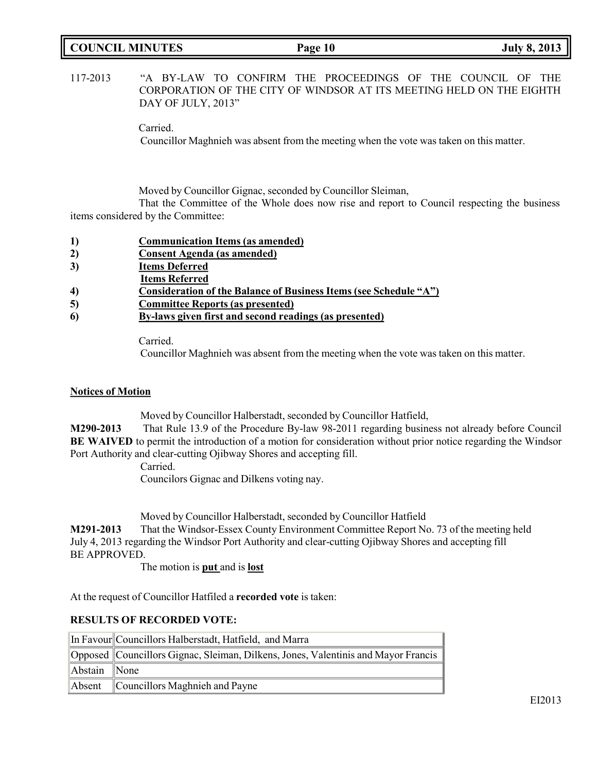117-2013 "A BY-LAW TO CONFIRM THE PROCEEDINGS OF THE COUNCIL OF THE CORPORATION OF THE CITY OF WINDSOR AT ITS MEETING HELD ON THE EIGHTH DAY OF JULY, 2013"

Carried.

Councillor Maghnieh was absent from the meeting when the vote was taken on this matter.

Moved by Councillor Gignac, seconded by Councillor Sleiman,

That the Committee of the Whole does now rise and report to Council respecting the business items considered by the Committee:

1) **Communication Items (as amended)**
2) **Consent Agenda (as amended)**
3) **Items Deferred**
   **Items Referred**
4) **Consideration of the Balance of Business Items (see Schedule "A")**
5) **Committee Reports (as presented)**
6) **By-laws given first and second readings (as presented)**

Carried.

Councillor Maghnieh was absent from the meeting when the vote was taken on this matter.

**Notices of Motion**

Moved by Councillor Halberstadt, seconded by Councillor Hatfield,

**M290-2013** That Rule 13.9 of the Procedure By-law 98-2011 regarding business not already before Council **BE WAIVED** to permit the introduction of a motion for consideration without prior notice regarding the Windsor Port Authority and clear-cutting Ojibway Shores and accepting fill.

Carried.

Councilors Gignac and Dilkens voting nay.

Moved by Councillor Halberstadt, seconded by Councillor Hatfield

**M291-2013** That the Windsor-Essex County Environment Committee Report No. 73 of the meeting held July 4, 2013 regarding the Windsor Port Authority and clear-cutting Ojibway Shores and accepting fill BE APPROVED.

The motion is **put** and is **lost**

At the request of Councillor Hatfiled a **recorded vote** is taken:

**RESULTS OF RECORDED VOTE:**

| | |
|---|---|
| In Favour | Councillors Halberstadt, Hatfield, and Marra |
| Opposed | Councillors Gignac, Sleiman, Dilkens, Jones, Valentinis and Mayor Francis |
| Abstain | None |
| Absent | Councillors Maghnieh and Payne |

EI2013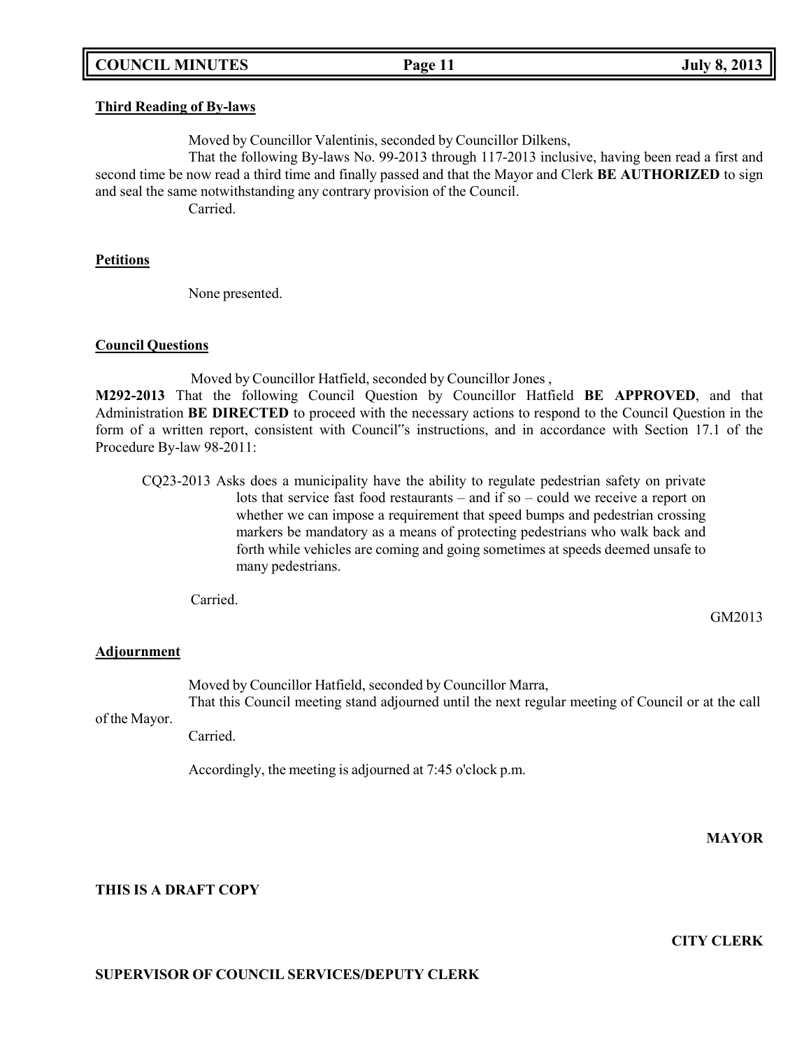**Third Reading of By-laws**

Moved by Councillor Valentinis, seconded by Councillor Dilkens,

That the following By-laws No. 99-2013 through 117-2013 inclusive, having been read a first and second time be now read a third time and finally passed and that the Mayor and Clerk **BE AUTHORIZED** to sign and seal the same notwithstanding any contrary provision of the Council.

Carried.

**Petitions**

None presented.

**Council Questions**

Moved by Councillor Hatfield, seconded by Councillor Jones ,

**M292-2013** That the following Council Question by Councillor Hatfield **BE APPROVED**, and that Administration **BE DIRECTED** to proceed with the necessary actions to respond to the Council Question in the form of a written report, consistent with Council"s instructions, and in accordance with Section 17.1 of the Procedure By-law 98-2011:

CQ23-2013 Asks does a municipality have the ability to regulate pedestrian safety on private lots that service fast food restaurants – and if so – could we receive a report on whether we can impose a requirement that speed bumps and pedestrian crossing markers be mandatory as a means of protecting pedestrians who walk back and forth while vehicles are coming and going sometimes at speeds deemed unsafe to many pedestrians.

Carried.

GM2013

**Adjournment**

Moved by Councillor Hatfield, seconded by Councillor Marra,

That this Council meeting stand adjourned until the next regular meeting of Council or at the call of the Mayor.

Carried.

Accordingly, the meeting is adjourned at 7:45 o'clock p.m.

**MAYOR**

**THIS IS A DRAFT COPY**

**CITY CLERK**

**SUPERVISOR OF COUNCIL SERVICES/DEPUTY CLERK**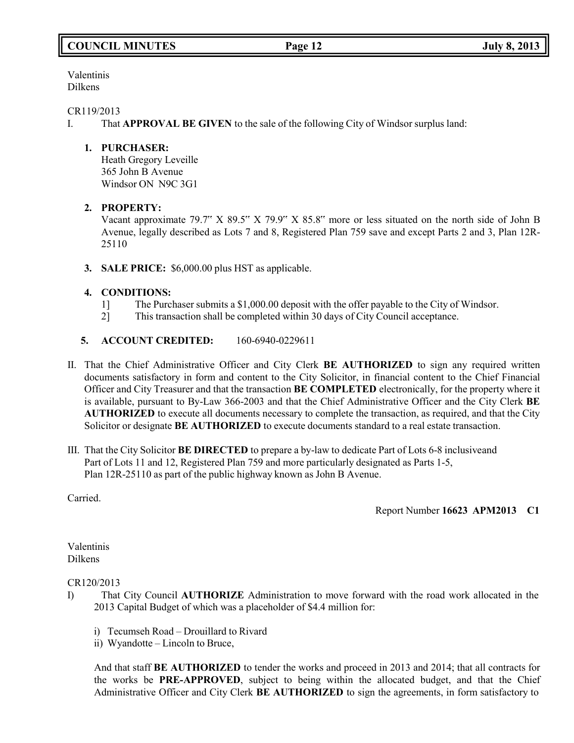Valentinis
Dilkens

CR119/2013

I. That **APPROVAL BE GIVEN** to the sale of the following City of Windsor surplus land:

   1. **PURCHASER:**
      Heath Gregory Leveille
      365 John B Avenue
      Windsor ON N9C 3G1

   2. **PROPERTY:**
      Vacant approximate 79.7" X 89.5" X 79.9" X 85.8" more or less situated on the north side of John B Avenue, legally described as Lots 7 and 8, Registered Plan 759 save and except Parts 2 and 3, Plan 12R-25110

   3. **SALE PRICE:** $6,000.00 plus HST as applicable.

   4. **CONDITIONS:**
      1] The Purchaser submits a $1,000.00 deposit with the offer payable to the City of Windsor.
      2] This transaction shall be completed within 30 days of City Council acceptance.

   5. **ACCOUNT CREDITED:** 160-6940-0229611

II. That the Chief Administrative Officer and City Clerk **BE AUTHORIZED** to sign any required written documents satisfactory in form and content to the City Solicitor, in financial content to the Chief Financial Officer and City Treasurer and that the transaction **BE COMPLETED** electronically, for the property where it is available, pursuant to By-Law 366-2003 and that the Chief Administrative Officer and the City Clerk **BE AUTHORIZED** to execute all documents necessary to complete the transaction, as required, and that the City Solicitor or designate **BE AUTHORIZED** to execute documents standard to a real estate transaction.

III. That the City Solicitor **BE DIRECTED** to prepare a by-law to dedicate Part of Lots 6-8 inclusiveand Part of Lots 11 and 12, Registered Plan 759 and more particularly designated as Parts 1-5, Plan 12R-25110 as part of the public highway known as John B Avenue.

Carried.

Report Number **16623 APM2013 C1**

Valentinis
Dilkens

CR120/2013

I) That City Council **AUTHORIZE** Administration to move forward with the road work allocated in the 2013 Capital Budget of which was a placeholder of $4.4 million for:

   i) Tecumseh Road – Drouillard to Rivard
   ii) Wyandotte – Lincoln to Bruce,

   And that staff **BE AUTHORIZED** to tender the works and proceed in 2013 and 2014; that all contracts for the works be **PRE-APPROVED**, subject to being within the allocated budget, and that the Chief Administrative Officer and City Clerk **BE AUTHORIZED** to sign the agreements, in form satisfactory to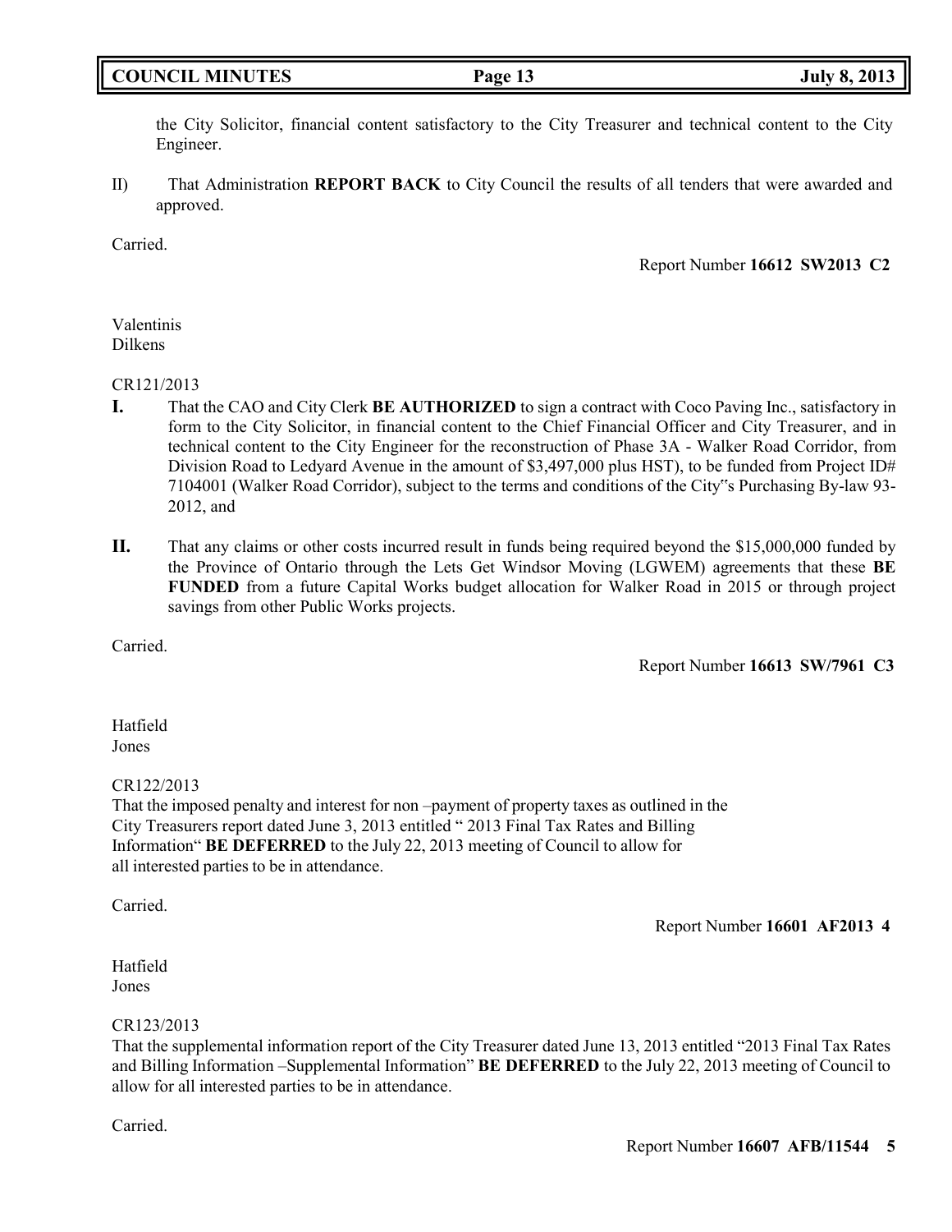the City Solicitor, financial content satisfactory to the City Treasurer and technical content to the City Engineer.

II) That Administration **REPORT BACK** to City Council the results of all tenders that were awarded and approved.

Carried.

Report Number **16612 SW2013 C2**

Valentinis
Dilkens

CR121/2013

**I.** That the CAO and City Clerk **BE AUTHORIZED** to sign a contract with Coco Paving Inc., satisfactory in form to the City Solicitor, in financial content to the Chief Financial Officer and City Treasurer, and in technical content to the City Engineer for the reconstruction of Phase 3A - Walker Road Corridor, from Division Road to Ledyard Avenue in the amount of $3,497,000 plus HST), to be funded from Project ID# 7104001 (Walker Road Corridor), subject to the terms and conditions of the City"s Purchasing By-law 93-2012, and

**II.** That any claims or other costs incurred result in funds being required beyond the $15,000,000 funded by the Province of Ontario through the Lets Get Windsor Moving (LGWEM) agreements that these **BE FUNDED** from a future Capital Works budget allocation for Walker Road in 2015 or through project savings from other Public Works projects.

Carried.

Report Number **16613 SW/7961 C3**

Hatfield
Jones

CR122/2013

That the imposed penalty and interest for non –payment of property taxes as outlined in the City Treasurers report dated June 3, 2013 entitled " 2013 Final Tax Rates and Billing Information" **BE DEFERRED** to the July 22, 2013 meeting of Council to allow for all interested parties to be in attendance.

Carried.

Report Number **16601 AF2013 4**

Hatfield
Jones

CR123/2013

That the supplemental information report of the City Treasurer dated June 13, 2013 entitled "2013 Final Tax Rates and Billing Information –Supplemental Information" **BE DEFERRED** to the July 22, 2013 meeting of Council to allow for all interested parties to be in attendance.

Carried.

Report Number **16607 AFB/11544 5**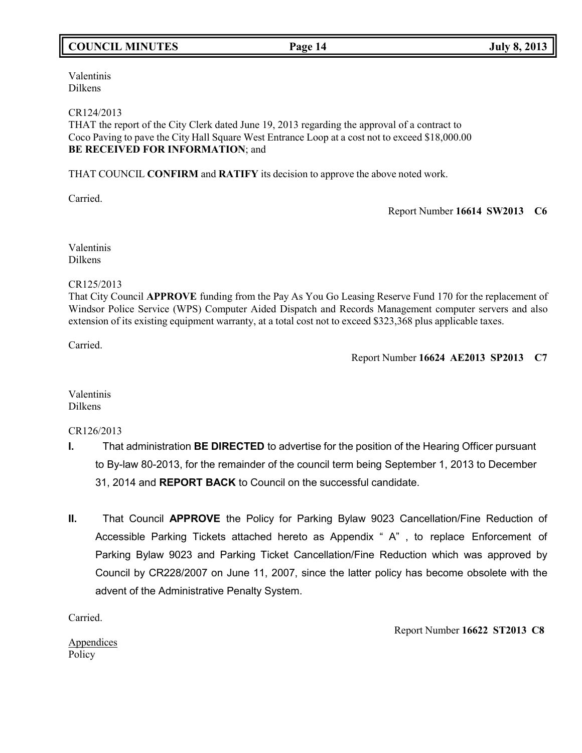Valentinis
Dilkens

CR124/2013
THAT the report of the City Clerk dated June 19, 2013 regarding the approval of a contract to Coco Paving to pave the City Hall Square West Entrance Loop at a cost not to exceed $18,000.00 **BE RECEIVED FOR INFORMATION**; and

THAT COUNCIL **CONFIRM** and **RATIFY** its decision to approve the above noted work.

Carried.

Report Number **16614 SW2013 C6**

Valentinis
Dilkens

CR125/2013
That City Council **APPROVE** funding from the Pay As You Go Leasing Reserve Fund 170 for the replacement of Windsor Police Service (WPS) Computer Aided Dispatch and Records Management computer servers and also extension of its existing equipment warranty, at a total cost not to exceed $323,368 plus applicable taxes.

Carried.

Report Number **16624 AE2013 SP2013 C7**

Valentinis
Dilkens

CR126/2013

**I.** That administration **BE DIRECTED** to advertise for the position of the Hearing Officer pursuant to By-law 80-2013, for the remainder of the council term being September 1, 2013 to December 31, 2014 and **REPORT BACK** to Council on the successful candidate.

**II.** That Council **APPROVE** the Policy for Parking Bylaw 9023 Cancellation/Fine Reduction of Accessible Parking Tickets attached hereto as Appendix " A" , to replace Enforcement of Parking Bylaw 9023 and Parking Ticket Cancellation/Fine Reduction which was approved by Council by CR228/2007 on June 11, 2007, since the latter policy has become obsolete with the advent of the Administrative Penalty System.

Carried.

Report Number **16622 ST2013 C8**

Appendices
Policy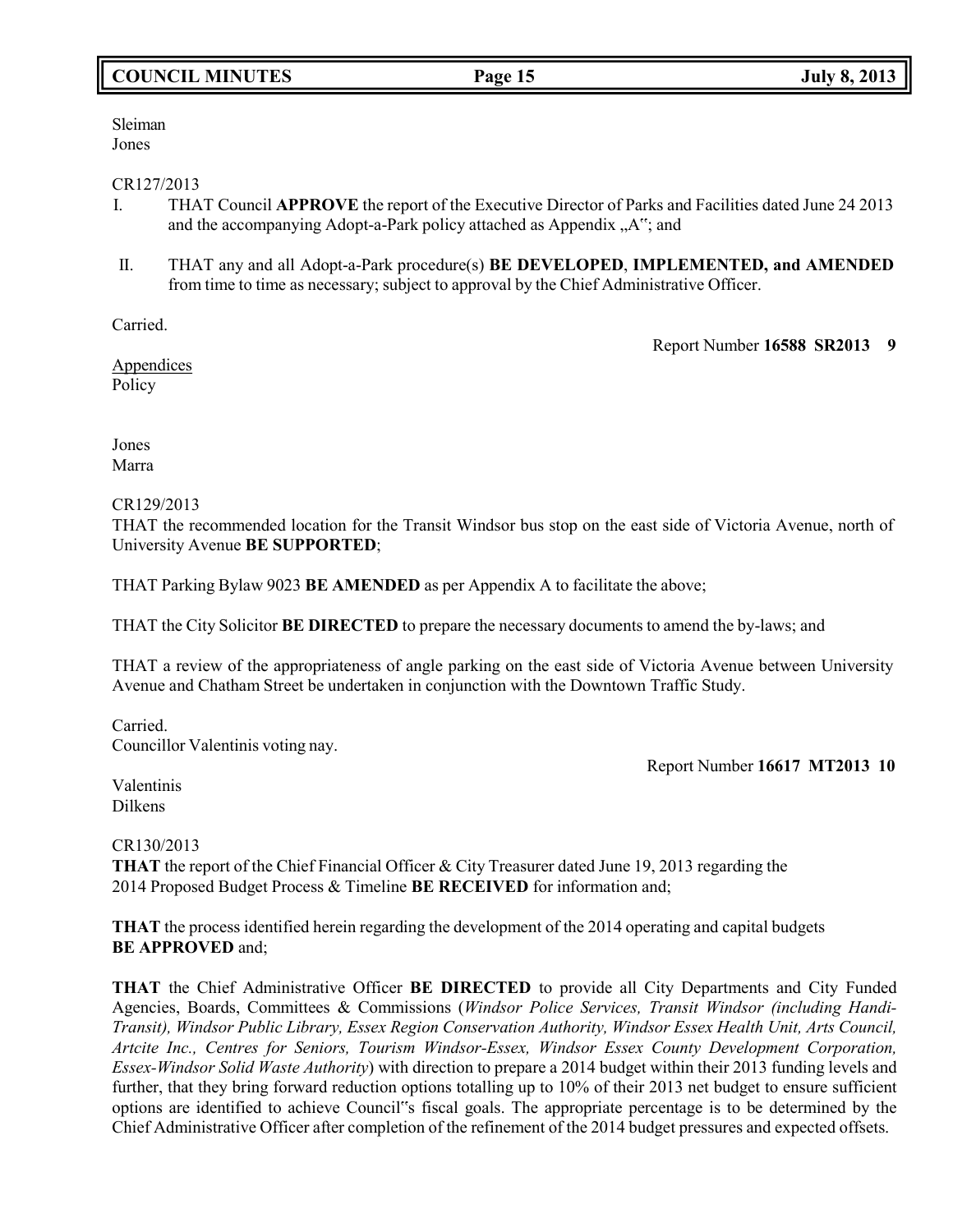Sleiman
Jones

CR127/2013

I. THAT Council **APPROVE** the report of the Executive Director of Parks and Facilities dated June 24 2013 and the accompanying Adopt-a-Park policy attached as Appendix „A"; and

II. THAT any and all Adopt-a-Park procedure(s) **BE DEVELOPED**, **IMPLEMENTED, and AMENDED** from time to time as necessary; subject to approval by the Chief Administrative Officer.

Carried.

Report Number **16588 SR2013 9**

Appendices
Policy

Jones
Marra

CR129/2013

THAT the recommended location for the Transit Windsor bus stop on the east side of Victoria Avenue, north of University Avenue **BE SUPPORTED**;

THAT Parking Bylaw 9023 **BE AMENDED** as per Appendix A to facilitate the above;

THAT the City Solicitor **BE DIRECTED** to prepare the necessary documents to amend the by-laws; and

THAT a review of the appropriateness of angle parking on the east side of Victoria Avenue between University Avenue and Chatham Street be undertaken in conjunction with the Downtown Traffic Study.

Carried.
Councillor Valentinis voting nay.

Report Number **16617 MT2013 10**

Valentinis
Dilkens

CR130/2013

**THAT** the report of the Chief Financial Officer & City Treasurer dated June 19, 2013 regarding the 2014 Proposed Budget Process & Timeline **BE RECEIVED** for information and;

**THAT** the process identified herein regarding the development of the 2014 operating and capital budgets **BE APPROVED** and;

**THAT** the Chief Administrative Officer **BE DIRECTED** to provide all City Departments and City Funded Agencies, Boards, Committees & Commissions (*Windsor Police Services, Transit Windsor (including Handi-Transit), Windsor Public Library, Essex Region Conservation Authority, Windsor Essex Health Unit, Arts Council, Artcite Inc., Centres for Seniors, Tourism Windsor-Essex, Windsor Essex County Development Corporation, Essex-Windsor Solid Waste Authority*) with direction to prepare a 2014 budget within their 2013 funding levels and further, that they bring forward reduction options totalling up to 10% of their 2013 net budget to ensure sufficient options are identified to achieve Council"s fiscal goals. The appropriate percentage is to be determined by the Chief Administrative Officer after completion of the refinement of the 2014 budget pressures and expected offsets.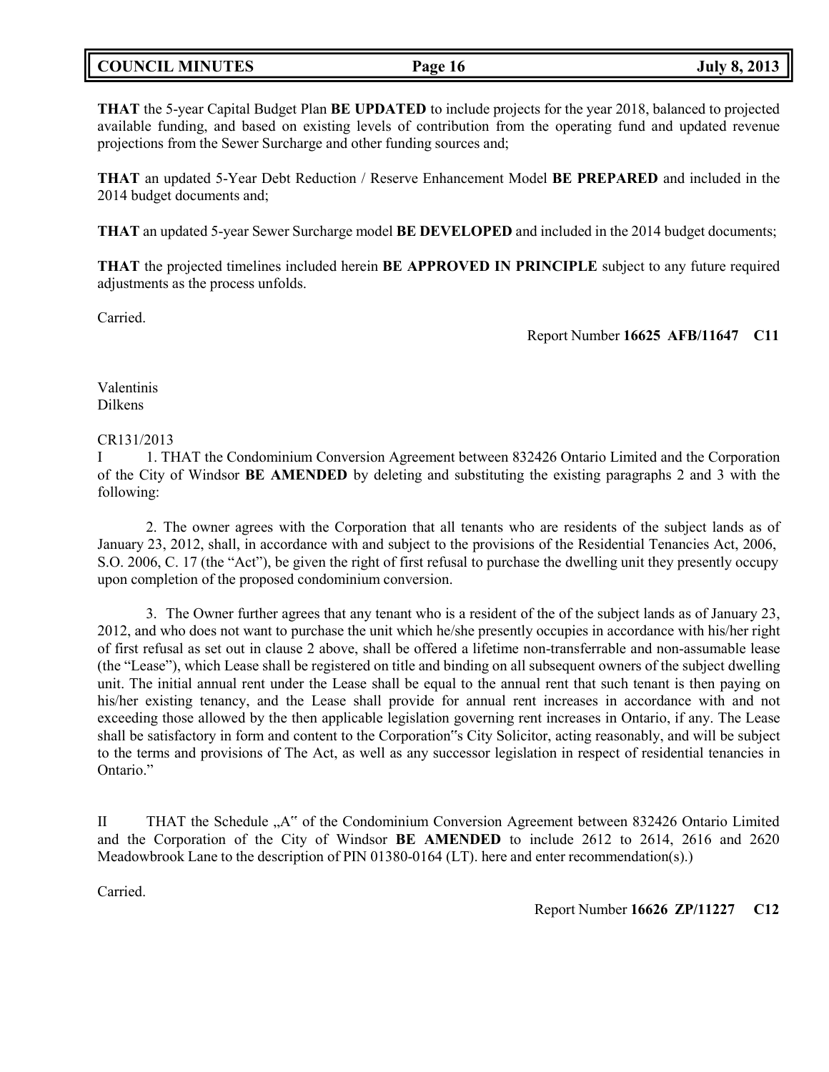**THAT** the 5-year Capital Budget Plan **BE UPDATED** to include projects for the year 2018, balanced to projected available funding, and based on existing levels of contribution from the operating fund and updated revenue projections from the Sewer Surcharge and other funding sources and;

**THAT** an updated 5-Year Debt Reduction / Reserve Enhancement Model **BE PREPARED** and included in the 2014 budget documents and;

**THAT** an updated 5-year Sewer Surcharge model **BE DEVELOPED** and included in the 2014 budget documents;

**THAT** the projected timelines included herein **BE APPROVED IN PRINCIPLE** subject to any future required adjustments as the process unfolds.

Carried.

Report Number **16625 AFB/11647 C11**

Valentinis
Dilkens

CR131/2013

I 1. THAT the Condominium Conversion Agreement between 832426 Ontario Limited and the Corporation of the City of Windsor **BE AMENDED** by deleting and substituting the existing paragraphs 2 and 3 with the following:

2. The owner agrees with the Corporation that all tenants who are residents of the subject lands as of January 23, 2012, shall, in accordance with and subject to the provisions of the Residential Tenancies Act, 2006, S.O. 2006, C. 17 (the "Act"), be given the right of first refusal to purchase the dwelling unit they presently occupy upon completion of the proposed condominium conversion.

3. The Owner further agrees that any tenant who is a resident of the of the subject lands as of January 23, 2012, and who does not want to purchase the unit which he/she presently occupies in accordance with his/her right of first refusal as set out in clause 2 above, shall be offered a lifetime non-transferrable and non-assumable lease (the "Lease"), which Lease shall be registered on title and binding on all subsequent owners of the subject dwelling unit. The initial annual rent under the Lease shall be equal to the annual rent that such tenant is then paying on his/her existing tenancy, and the Lease shall provide for annual rent increases in accordance with and not exceeding those allowed by the then applicable legislation governing rent increases in Ontario, if any. The Lease shall be satisfactory in form and content to the Corporation"s City Solicitor, acting reasonably, and will be subject to the terms and provisions of The Act, as well as any successor legislation in respect of residential tenancies in Ontario."

II THAT the Schedule „A" of the Condominium Conversion Agreement between 832426 Ontario Limited and the Corporation of the City of Windsor **BE AMENDED** to include 2612 to 2614, 2616 and 2620 Meadowbrook Lane to the description of PIN 01380-0164 (LT). here and enter recommendation(s).)

Carried.

Report Number **16626 ZP/11227 C12**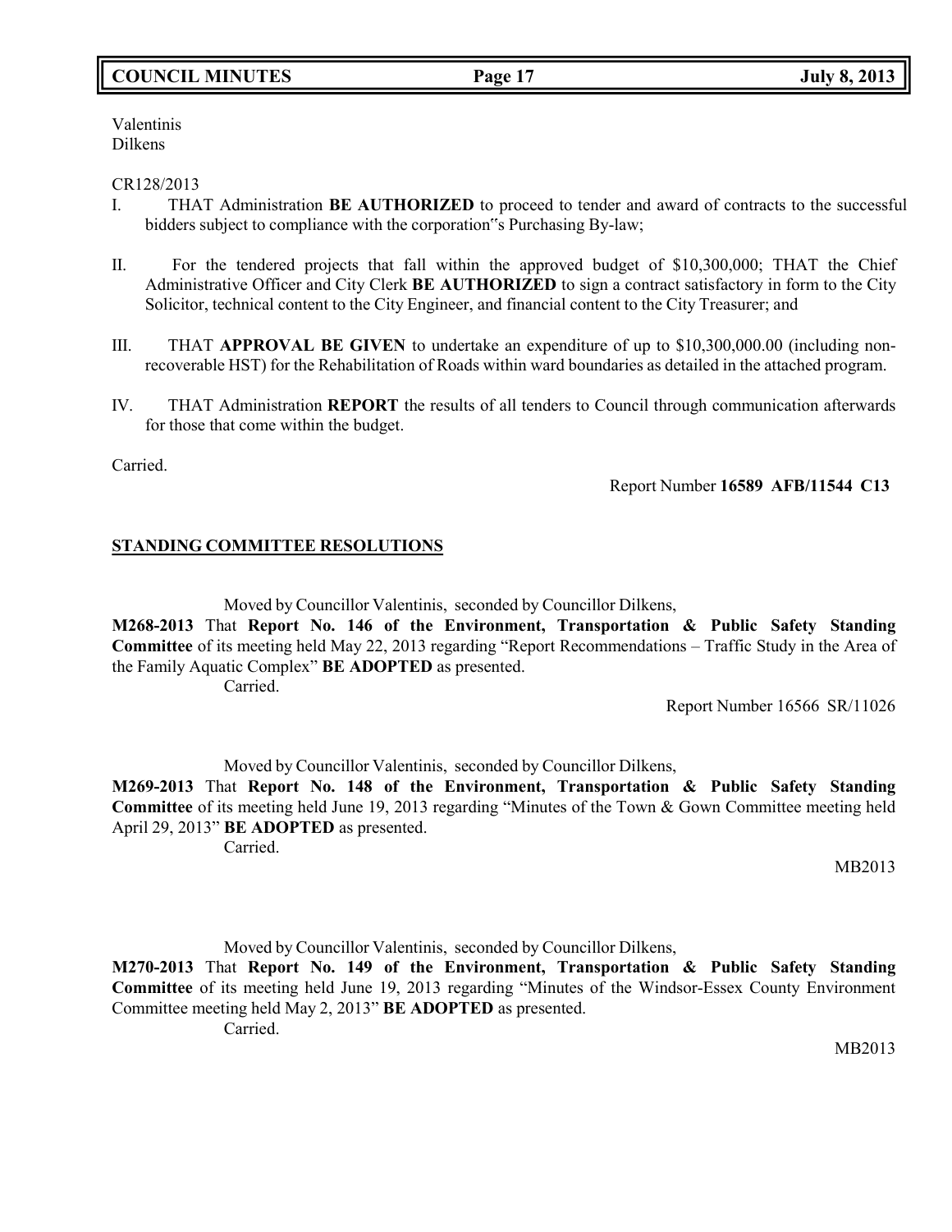Valentinis
Dilkens

CR128/2013

I. THAT Administration **BE AUTHORIZED** to proceed to tender and award of contracts to the successful bidders subject to compliance with the corporation‟s Purchasing By-law;

II. For the tendered projects that fall within the approved budget of $10,300,000; THAT the Chief Administrative Officer and City Clerk **BE AUTHORIZED** to sign a contract satisfactory in form to the City Solicitor, technical content to the City Engineer, and financial content to the City Treasurer; and

III. THAT **APPROVAL BE GIVEN** to undertake an expenditure of up to $10,300,000.00 (including non-recoverable HST) for the Rehabilitation of Roads within ward boundaries as detailed in the attached program.

IV. THAT Administration **REPORT** the results of all tenders to Council through communication afterwards for those that come within the budget.

Carried.

Report Number **16589 AFB/11544 C13**

## STANDING COMMITTEE RESOLUTIONS

Moved by Councillor Valentinis, seconded by Councillor Dilkens,

**M268-2013** That **Report No. 146 of the Environment, Transportation & Public Safety Standing Committee** of its meeting held May 22, 2013 regarding "Report Recommendations – Traffic Study in the Area of the Family Aquatic Complex" **BE ADOPTED** as presented.

Carried.

Report Number 16566 SR/11026

Moved by Councillor Valentinis, seconded by Councillor Dilkens,

**M269-2013** That **Report No. 148 of the Environment, Transportation & Public Safety Standing Committee** of its meeting held June 19, 2013 regarding "Minutes of the Town & Gown Committee meeting held April 29, 2013" **BE ADOPTED** as presented.

Carried.

MB2013

Moved by Councillor Valentinis, seconded by Councillor Dilkens,

**M270-2013** That **Report No. 149 of the Environment, Transportation & Public Safety Standing Committee** of its meeting held June 19, 2013 regarding "Minutes of the Windsor-Essex County Environment Committee meeting held May 2, 2013" **BE ADOPTED** as presented.

Carried.

MB2013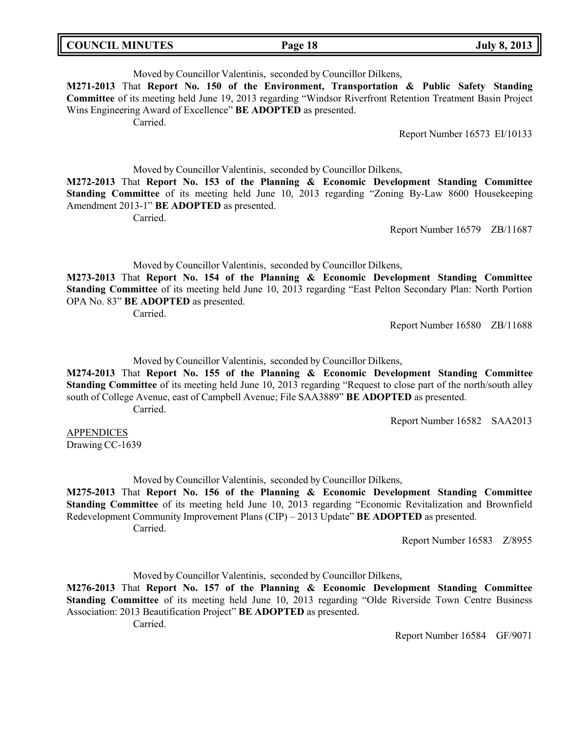Moved by Councillor Valentinis, seconded by Councillor Dilkens,

**M271-2013** That **Report No. 150 of the Environment, Transportation & Public Safety Standing Committee** of its meeting held June 19, 2013 regarding "Windsor Riverfront Retention Treatment Basin Project Wins Engineering Award of Excellence" **BE ADOPTED** as presented.

Carried.

Report Number 16573 EI/10133

Moved by Councillor Valentinis, seconded by Councillor Dilkens,

**M272-2013** That **Report No. 153 of the Planning & Economic Development Standing Committee Standing Committee** of its meeting held June 10, 2013 regarding "Zoning By-Law 8600 Housekeeping Amendment 2013-1" **BE ADOPTED** as presented.

Carried.

Report Number 16579 ZB/11687

Moved by Councillor Valentinis, seconded by Councillor Dilkens,

**M273-2013** That **Report No. 154 of the Planning & Economic Development Standing Committee Standing Committee** of its meeting held June 10, 2013 regarding "East Pelton Secondary Plan: North Portion OPA No. 83" **BE ADOPTED** as presented.

Carried.

Report Number 16580 ZB/11688

Moved by Councillor Valentinis, seconded by Councillor Dilkens,

**M274-2013** That **Report No. 155 of the Planning & Economic Development Standing Committee Standing Committee** of its meeting held June 10, 2013 regarding "Request to close part of the north/south alley south of College Avenue, east of Campbell Avenue; File SAA3889" **BE ADOPTED** as presented.

Carried.

Report Number 16582 SAA2013

APPENDICES
Drawing CC-1639

Moved by Councillor Valentinis, seconded by Councillor Dilkens,

**M275-2013** That **Report No. 156 of the Planning & Economic Development Standing Committee Standing Committee** of its meeting held June 10, 2013 regarding "Economic Revitalization and Brownfield Redevelopment Community Improvement Plans (CIP) – 2013 Update" **BE ADOPTED** as presented.

Carried.

Report Number 16583 Z/8955

Moved by Councillor Valentinis, seconded by Councillor Dilkens,

**M276-2013** That **Report No. 157 of the Planning & Economic Development Standing Committee Standing Committee** of its meeting held June 10, 2013 regarding "Olde Riverside Town Centre Business Association: 2013 Beautification Project" **BE ADOPTED** as presented.

Carried.

Report Number 16584 GF/9071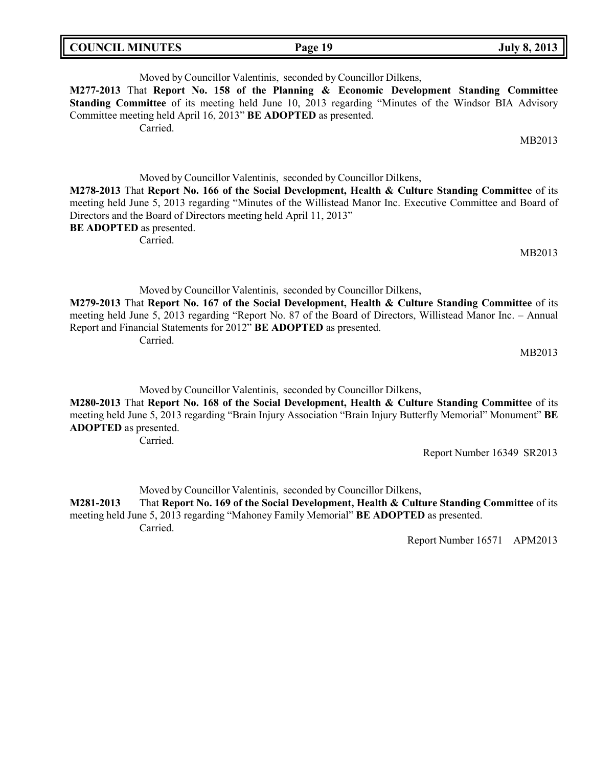Moved by Councillor Valentinis, seconded by Councillor Dilkens,

**M277-2013** That **Report No. 158 of the Planning & Economic Development Standing Committee Standing Committee** of its meeting held June 10, 2013 regarding "Minutes of the Windsor BIA Advisory Committee meeting held April 16, 2013" **BE ADOPTED** as presented.

Carried.

MB2013

Moved by Councillor Valentinis, seconded by Councillor Dilkens,

**M278-2013** That **Report No. 166 of the Social Development, Health & Culture Standing Committee** of its meeting held June 5, 2013 regarding "Minutes of the Willistead Manor Inc. Executive Committee and Board of Directors and the Board of Directors meeting held April 11, 2013"
**BE ADOPTED** as presented.

Carried.

MB2013

Moved by Councillor Valentinis, seconded by Councillor Dilkens,

**M279-2013** That **Report No. 167 of the Social Development, Health & Culture Standing Committee** of its meeting held June 5, 2013 regarding "Report No. 87 of the Board of Directors, Willistead Manor Inc. – Annual Report and Financial Statements for 2012" **BE ADOPTED** as presented.

Carried.

MB2013

Moved by Councillor Valentinis, seconded by Councillor Dilkens,

**M280-2013** That **Report No. 168 of the Social Development, Health & Culture Standing Committee** of its meeting held June 5, 2013 regarding "Brain Injury Association "Brain Injury Butterfly Memorial" Monument" **BE ADOPTED** as presented.

Carried.

Report Number 16349 SR2013

Moved by Councillor Valentinis, seconded by Councillor Dilkens,

**M281-2013** That **Report No. 169 of the Social Development, Health & Culture Standing Committee** of its meeting held June 5, 2013 regarding "Mahoney Family Memorial" **BE ADOPTED** as presented.

Carried.

Report Number 16571 APM2013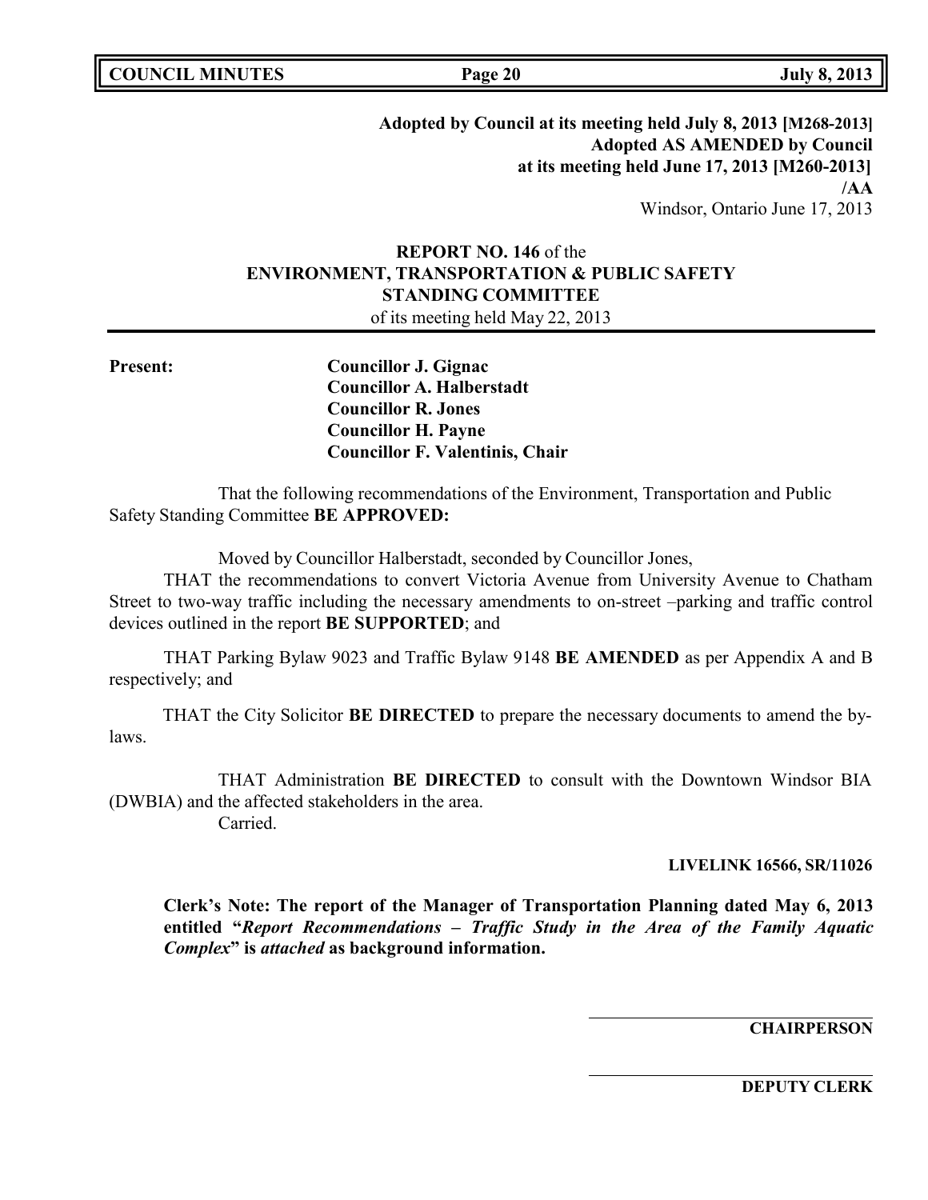**Adopted by Council at its meeting held July 8, 2013 [M268-2013]**
**Adopted AS AMENDED by Council**
**at its meeting held June 17, 2013 [M260-2013]**
**/AA**
Windsor, Ontario June 17, 2013

**REPORT NO. 146** of the
**ENVIRONMENT, TRANSPORTATION & PUBLIC SAFETY STANDING COMMITTEE**
of its meeting held May 22, 2013

**Present:**
**Councillor J. Gignac**
**Councillor A. Halberstadt**
**Councillor R. Jones**
**Councillor H. Payne**
**Councillor F. Valentinis, Chair**

That the following recommendations of the Environment, Transportation and Public Safety Standing Committee **BE APPROVED:**

Moved by Councillor Halberstadt, seconded by Councillor Jones,

THAT the recommendations to convert Victoria Avenue from University Avenue to Chatham Street to two-way traffic including the necessary amendments to on-street –parking and traffic control devices outlined in the report **BE SUPPORTED**; and

THAT Parking Bylaw 9023 and Traffic Bylaw 9148 **BE AMENDED** as per Appendix A and B respectively; and

THAT the City Solicitor **BE DIRECTED** to prepare the necessary documents to amend the by-laws.

THAT Administration **BE DIRECTED** to consult with the Downtown Windsor BIA (DWBIA) and the affected stakeholders in the area.

Carried.

**LIVELINK 16566, SR/11026**

**Clerk's Note: The report of the Manager of Transportation Planning dated May 6, 2013 entitled "*Report Recommendations – Traffic Study in the Area of the Family Aquatic Complex*" is *attached* as background information.**

**CHAIRPERSON**

**DEPUTY CLERK**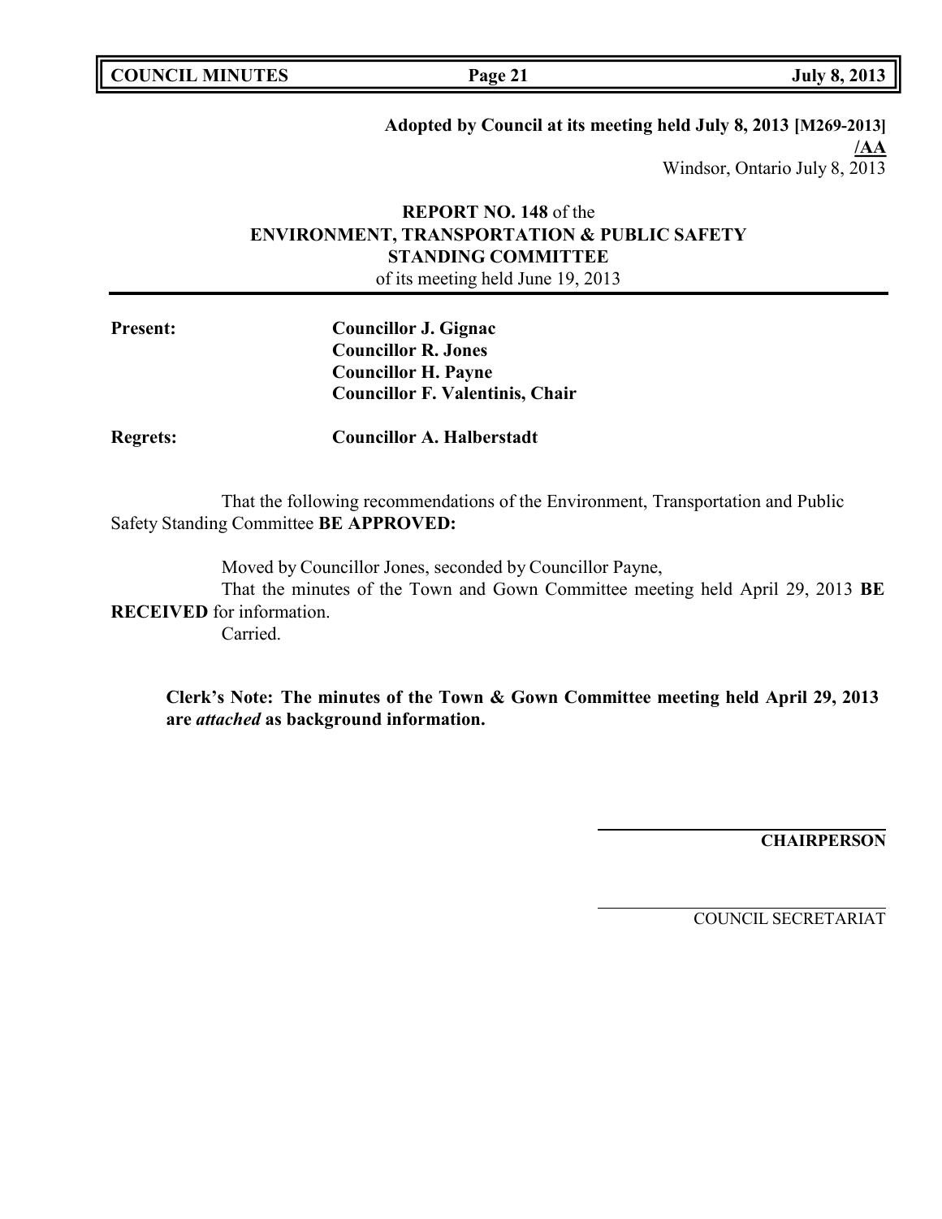**Adopted by Council at its meeting held July 8, 2013 [M269-2013] /AA**

Windsor, Ontario July 8, 2013

**REPORT NO. 148** of the
**ENVIRONMENT, TRANSPORTATION & PUBLIC SAFETY STANDING COMMITTEE**
of its meeting held June 19, 2013

**Present:** **Councillor J. Gignac**
**Councillor R. Jones**
**Councillor H. Payne**
**Councillor F. Valentinis, Chair**

**Regrets:** **Councillor A. Halberstadt**

That the following recommendations of the Environment, Transportation and Public Safety Standing Committee **BE APPROVED:**

Moved by Councillor Jones, seconded by Councillor Payne,
That the minutes of the Town and Gown Committee meeting held April 29, 2013 **BE RECEIVED** for information.
Carried.

**Clerk's Note: The minutes of the Town & Gown Committee meeting held April 29, 2013 are *attached* as background information.**

**CHAIRPERSON**

COUNCIL SECRETARIAT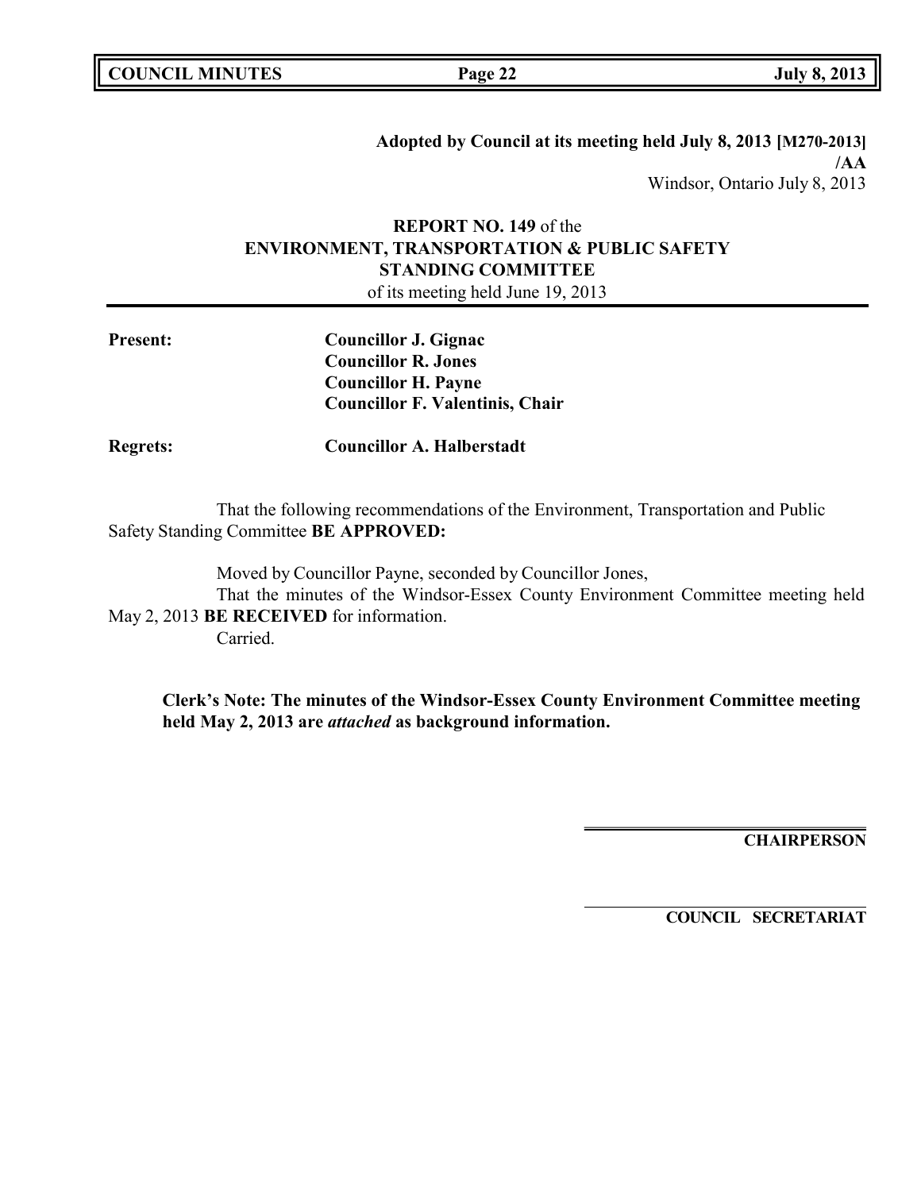**Adopted by Council at its meeting held July 8, 2013 [M270-2013]**
**/AA**
Windsor, Ontario July 8, 2013

**REPORT NO. 149** of the
**ENVIRONMENT, TRANSPORTATION & PUBLIC SAFETY STANDING COMMITTEE**
of its meeting held June 19, 2013

**Present:**
**Councillor J. Gignac**
**Councillor R. Jones**
**Councillor H. Payne**
**Councillor F. Valentinis, Chair**

**Regrets:** **Councillor A. Halberstadt**

That the following recommendations of the Environment, Transportation and Public Safety Standing Committee **BE APPROVED:**

Moved by Councillor Payne, seconded by Councillor Jones,
That the minutes of the Windsor-Essex County Environment Committee meeting held May 2, 2013 **BE RECEIVED** for information.
Carried.

**Clerk's Note: The minutes of the Windsor-Essex County Environment Committee meeting held May 2, 2013 are *attached* as background information.**

**CHAIRPERSON**

**COUNCIL SECRETARIAT**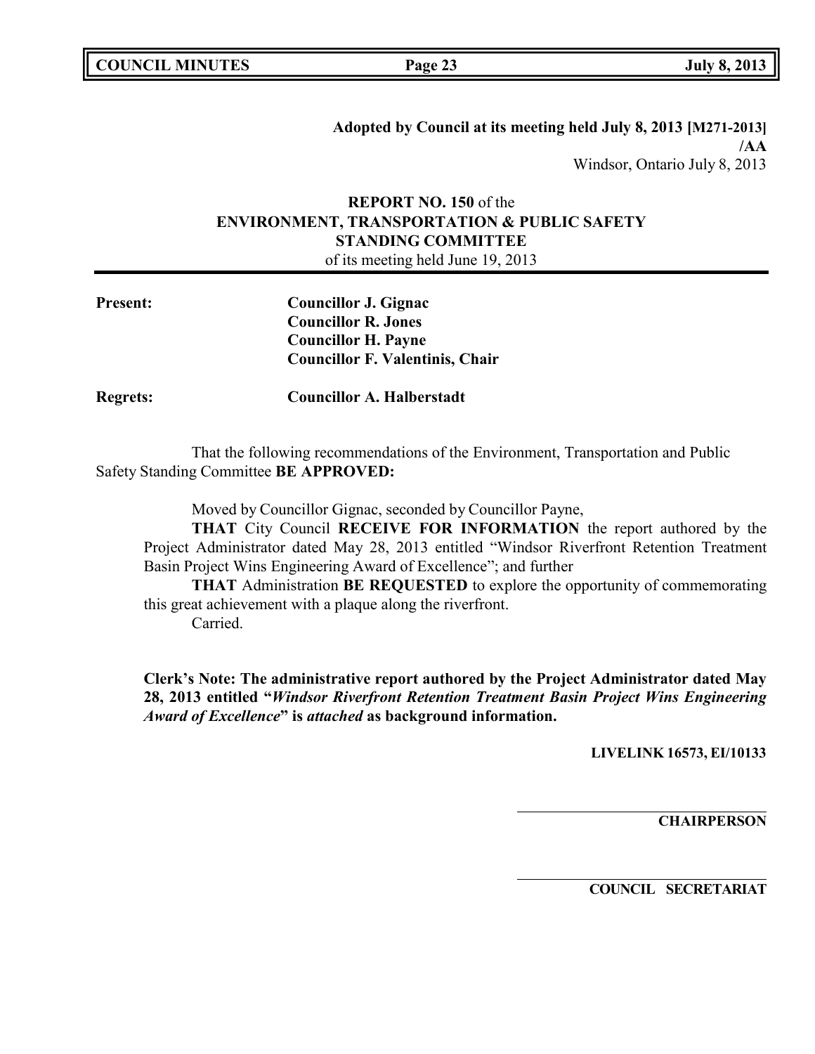**Adopted by Council at its meeting held July 8, 2013 [M271-2013] /AA**
Windsor, Ontario July 8, 2013

**REPORT NO. 150** of the
**ENVIRONMENT, TRANSPORTATION & PUBLIC SAFETY STANDING COMMITTEE**
of its meeting held June 19, 2013

**Present:** **Councillor J. Gignac**
**Councillor R. Jones**
**Councillor H. Payne**
**Councillor F. Valentinis, Chair**

**Regrets:** **Councillor A. Halberstadt**

That the following recommendations of the Environment, Transportation and Public Safety Standing Committee **BE APPROVED:**

Moved by Councillor Gignac, seconded by Councillor Payne,

**THAT** City Council **RECEIVE FOR INFORMATION** the report authored by the Project Administrator dated May 28, 2013 entitled "Windsor Riverfront Retention Treatment Basin Project Wins Engineering Award of Excellence"; and further

**THAT** Administration **BE REQUESTED** to explore the opportunity of commemorating this great achievement with a plaque along the riverfront.

Carried.

**Clerk's Note: The administrative report authored by the Project Administrator dated May 28, 2013 entitled "*Windsor Riverfront Retention Treatment Basin Project Wins Engineering Award of Excellence*" is *attached* as background information.**

**LIVELINK 16573, EI/10133**

**CHAIRPERSON**

**COUNCIL SECRETARIAT**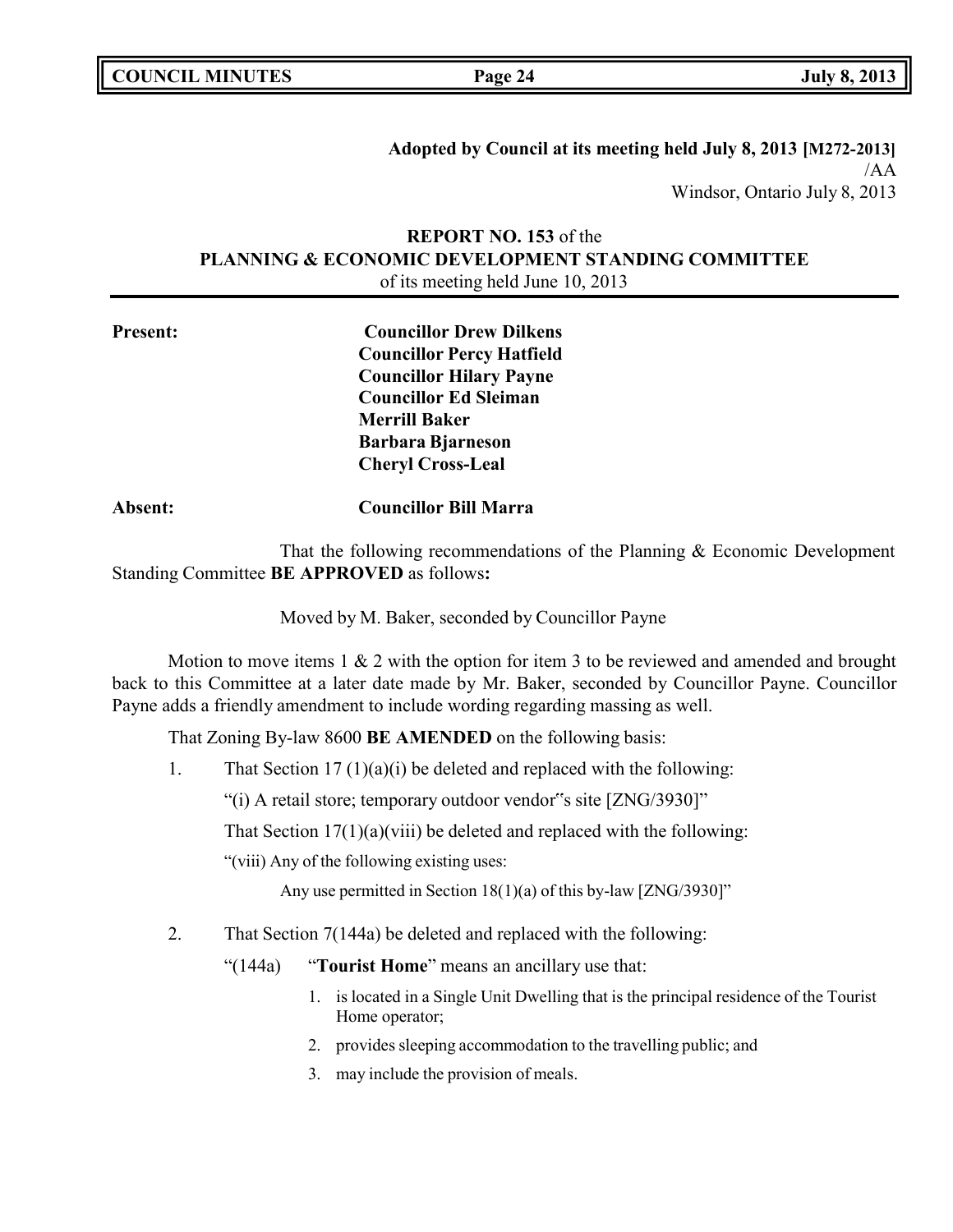**Adopted by Council at its meeting held July 8, 2013 [M272-2013]**
/AA
Windsor, Ontario July 8, 2013

**REPORT NO. 153** of the
**PLANNING & ECONOMIC DEVELOPMENT STANDING COMMITTEE**
of its meeting held June 10, 2013

**Present:** **Councillor Drew Dilkens**
**Councillor Percy Hatfield**
**Councillor Hilary Payne**
**Councillor Ed Sleiman**
**Merrill Baker**
**Barbara Bjarneson**
**Cheryl Cross-Leal**

**Absent:** **Councillor Bill Marra**

That the following recommendations of the Planning & Economic Development Standing Committee **BE APPROVED** as follows**:**

Moved by M. Baker, seconded by Councillor Payne

Motion to move items 1 & 2 with the option for item 3 to be reviewed and amended and brought back to this Committee at a later date made by Mr. Baker, seconded by Councillor Payne. Councillor Payne adds a friendly amendment to include wording regarding massing as well.

That Zoning By-law 8600 **BE AMENDED** on the following basis:

1. That Section 17 (1)(a)(i) be deleted and replaced with the following:

   "(i) A retail store; temporary outdoor vendor"s site [ZNG/3930]"

   That Section 17(1)(a)(viii) be deleted and replaced with the following:

   "(viii) Any of the following existing uses:

   Any use permitted in Section 18(1)(a) of this by-law [ZNG/3930]"

2. That Section 7(144a) be deleted and replaced with the following:

   "(144a) "**Tourist Home**" means an ancillary use that:

   1. is located in a Single Unit Dwelling that is the principal residence of the Tourist Home operator;
   2. provides sleeping accommodation to the travelling public; and
   3. may include the provision of meals.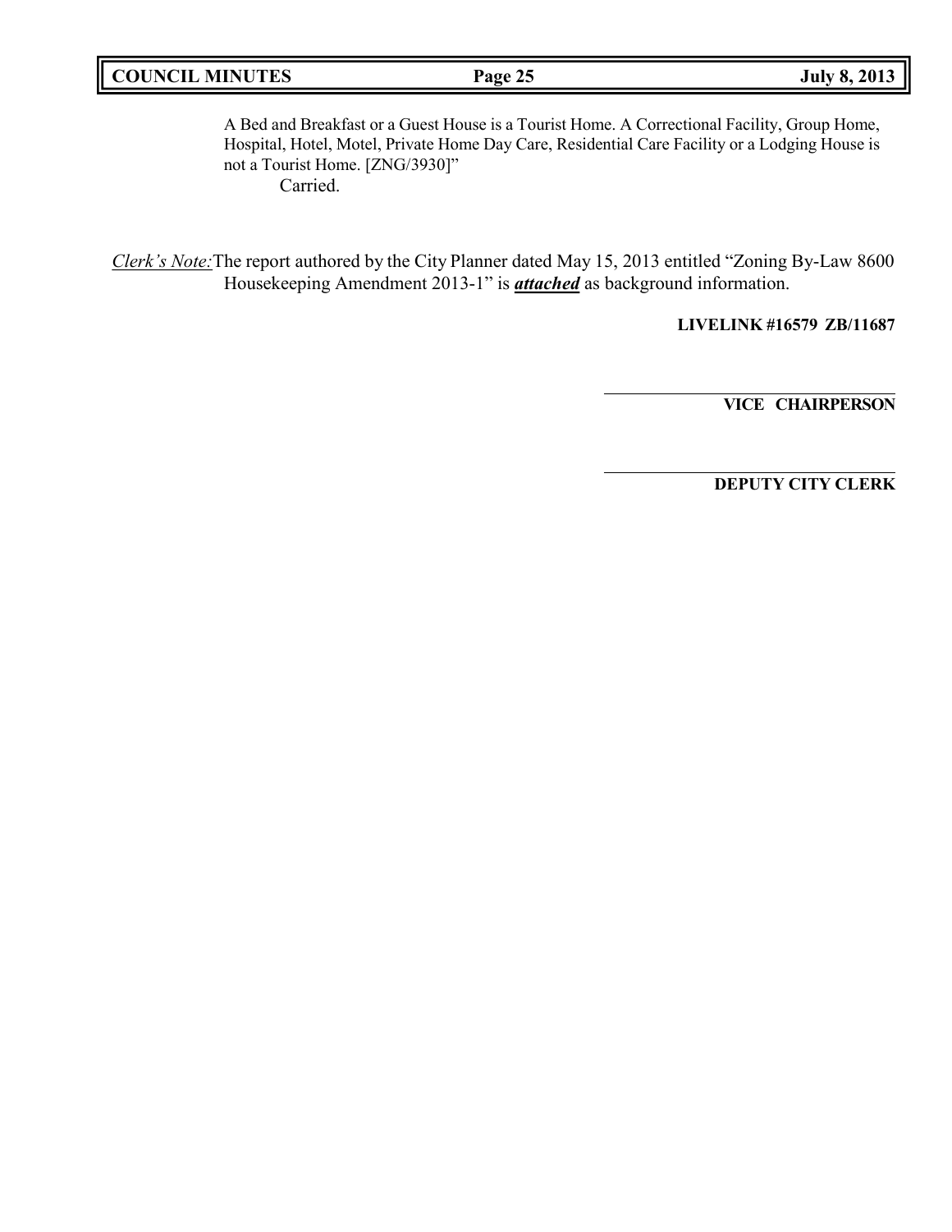A Bed and Breakfast or a Guest House is a Tourist Home. A Correctional Facility, Group Home, Hospital, Hotel, Motel, Private Home Day Care, Residential Care Facility or a Lodging House is not a Tourist Home. [ZNG/3930]"

Carried.

*Clerk's Note:* The report authored by the City Planner dated May 15, 2013 entitled "Zoning By-Law 8600 Housekeeping Amendment 2013-1" is ***attached*** as background information.

**LIVELINK #16579 ZB/11687**

______________________________

**VICE CHAIRPERSON**

______________________________

**DEPUTY CITY CLERK**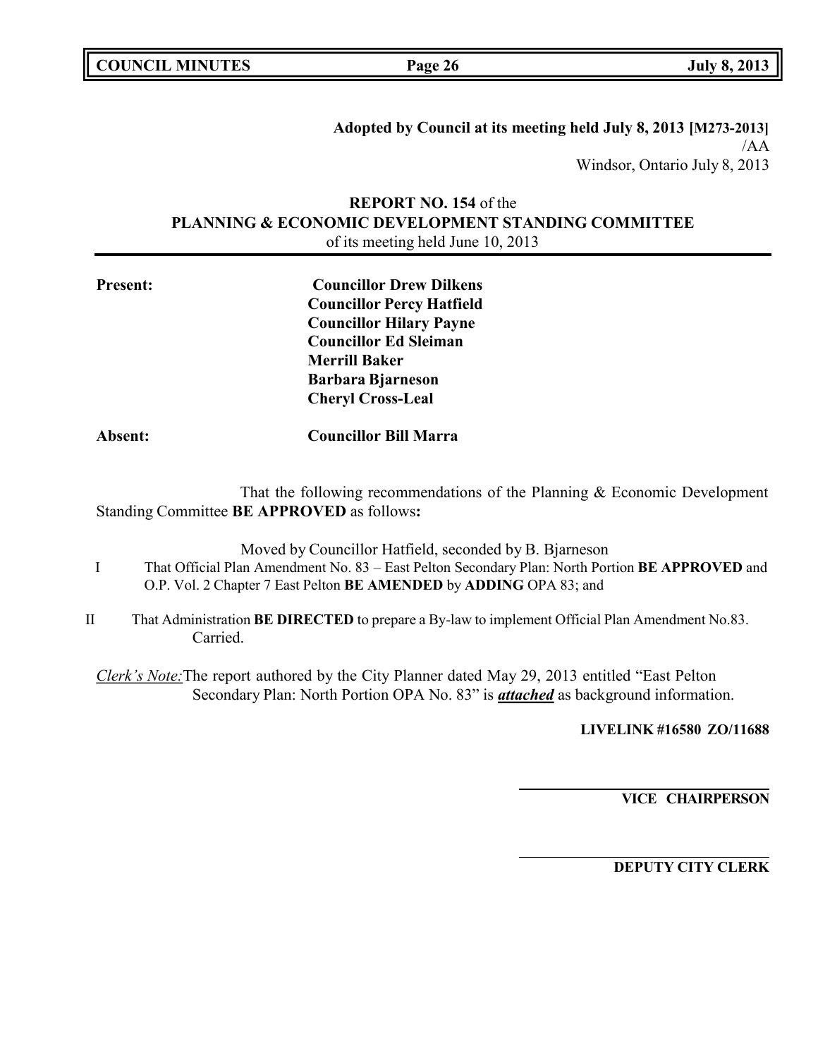**Adopted by Council at its meeting held July 8, 2013 [M273-2013]**
/AA
Windsor, Ontario July 8, 2013

**REPORT NO. 154** of the
**PLANNING & ECONOMIC DEVELOPMENT STANDING COMMITTEE**
of its meeting held June 10, 2013

**Present:** **Councillor Drew Dilkens**
**Councillor Percy Hatfield**
**Councillor Hilary Payne**
**Councillor Ed Sleiman**
**Merrill Baker**
**Barbara Bjarneson**
**Cheryl Cross-Leal**

**Absent:** **Councillor Bill Marra**

That the following recommendations of the Planning & Economic Development Standing Committee **BE APPROVED** as follows**:**

Moved by Councillor Hatfield, seconded by B. Bjarneson

I That Official Plan Amendment No. 83 – East Pelton Secondary Plan: North Portion **BE APPROVED** and O.P. Vol. 2 Chapter 7 East Pelton **BE AMENDED** by **ADDING** OPA 83; and

II That Administration **BE DIRECTED** to prepare a By-law to implement Official Plan Amendment No.83.
Carried.

*Clerk's Note:* The report authored by the City Planner dated May 29, 2013 entitled "East Pelton Secondary Plan: North Portion OPA No. 83" is ***attached*** as background information.

**LIVELINK #16580 ZO/11688**

**VICE CHAIRPERSON**

**DEPUTY CITY CLERK**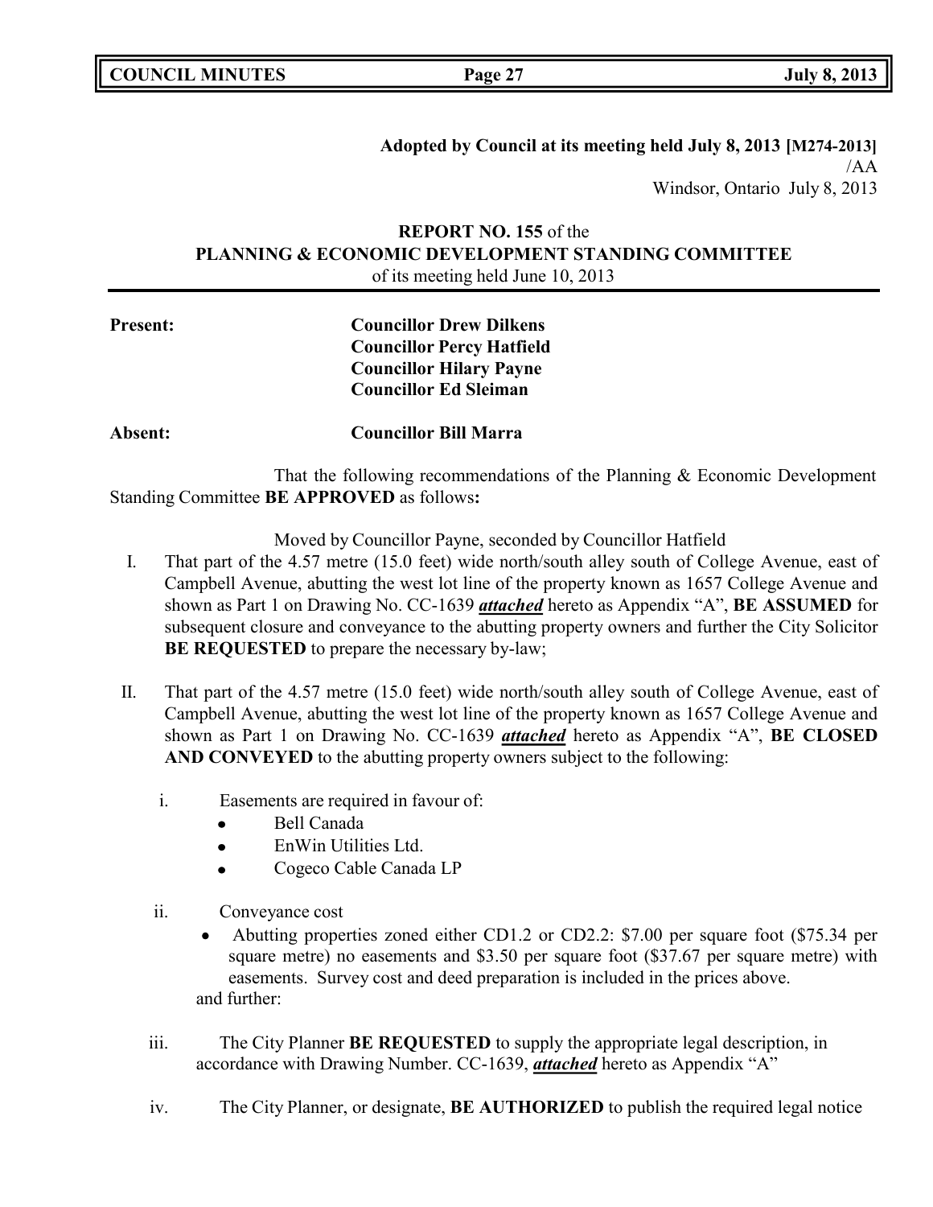**Adopted by Council at its meeting held July 8, 2013 [M274-2013]**
/AA
Windsor, Ontario July 8, 2013

**REPORT NO. 155** of the
**PLANNING & ECONOMIC DEVELOPMENT STANDING COMMITTEE**
of its meeting held June 10, 2013

**Present:** **Councillor Drew Dilkens**
**Councillor Percy Hatfield**
**Councillor Hilary Payne**
**Councillor Ed Sleiman**

**Absent:** **Councillor Bill Marra**

That the following recommendations of the Planning & Economic Development Standing Committee **BE APPROVED** as follows**:**

Moved by Councillor Payne, seconded by Councillor Hatfield

I. That part of the 4.57 metre (15.0 feet) wide north/south alley south of College Avenue, east of Campbell Avenue, abutting the west lot line of the property known as 1657 College Avenue and shown as Part 1 on Drawing No. CC-1639 ***attached*** hereto as Appendix "A", **BE ASSUMED** for subsequent closure and conveyance to the abutting property owners and further the City Solicitor **BE REQUESTED** to prepare the necessary by-law;

II. That part of the 4.57 metre (15.0 feet) wide north/south alley south of College Avenue, east of Campbell Avenue, abutting the west lot line of the property known as 1657 College Avenue and shown as Part 1 on Drawing No. CC-1639 ***attached*** hereto as Appendix "A", **BE CLOSED AND CONVEYED** to the abutting property owners subject to the following:

i. Easements are required in favour of:
- Bell Canada
- EnWin Utilities Ltd.
- Cogeco Cable Canada LP

ii. Conveyance cost
- Abutting properties zoned either CD1.2 or CD2.2: $7.00 per square foot ($75.34 per square metre) no easements and $3.50 per square foot ($37.67 per square metre) with easements. Survey cost and deed preparation is included in the prices above.

and further:

iii. The City Planner **BE REQUESTED** to supply the appropriate legal description, in accordance with Drawing Number. CC-1639, ***attached*** hereto as Appendix "A"

iv. The City Planner, or designate, **BE AUTHORIZED** to publish the required legal notice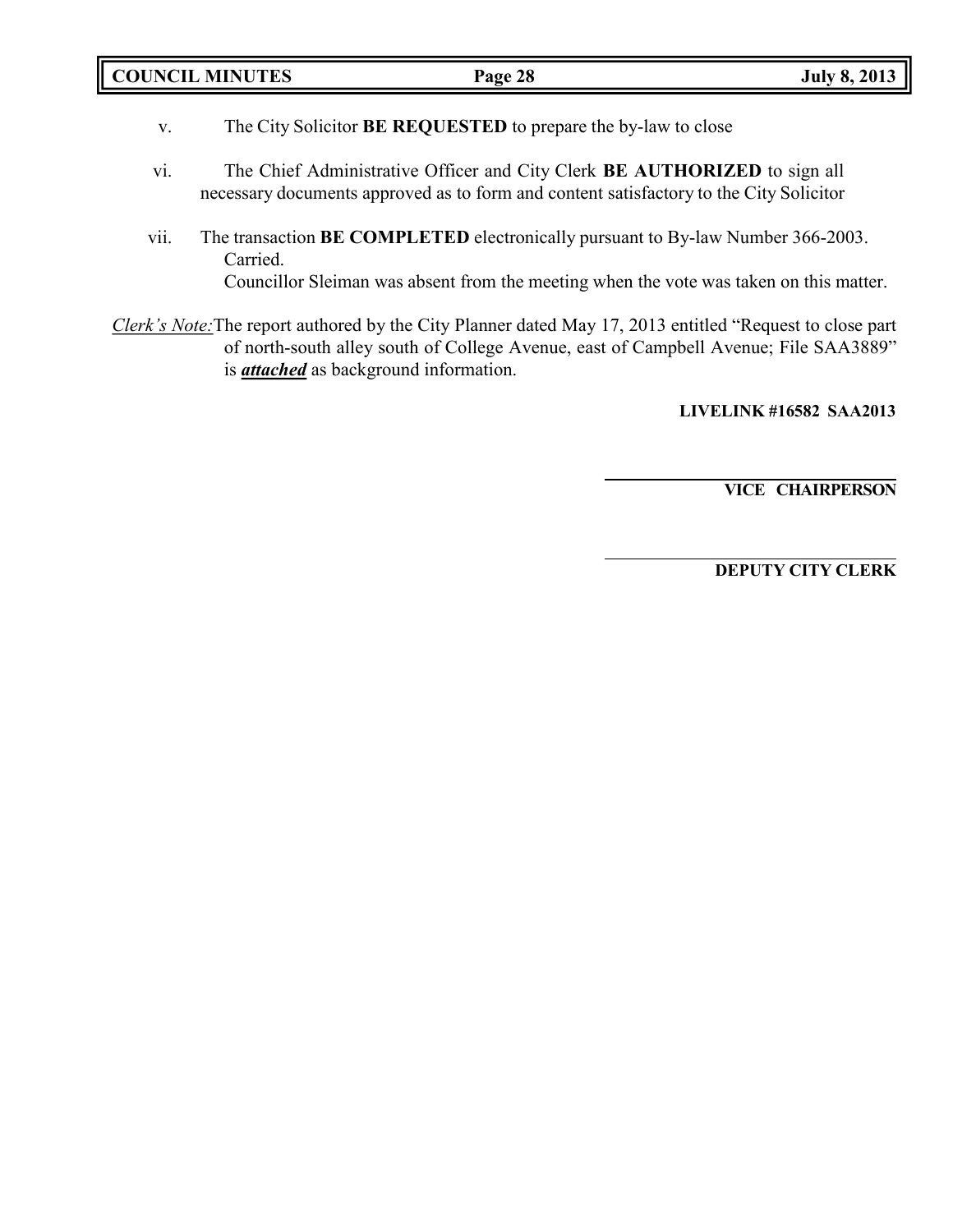v. The City Solicitor **BE REQUESTED** to prepare the by-law to close

vi. The Chief Administrative Officer and City Clerk **BE AUTHORIZED** to sign all necessary documents approved as to form and content satisfactory to the City Solicitor

vii. The transaction **BE COMPLETED** electronically pursuant to By-law Number 366-2003.
Carried.
Councillor Sleiman was absent from the meeting when the vote was taken on this matter.

*Clerk's Note:* The report authored by the City Planner dated May 17, 2013 entitled "Request to close part of north-south alley south of College Avenue, east of Campbell Avenue; File SAA3889" is ***attached*** as background information.

**LIVELINK #16582 SAA2013**

______________________________
**VICE CHAIRPERSON**

______________________________
**DEPUTY CITY CLERK**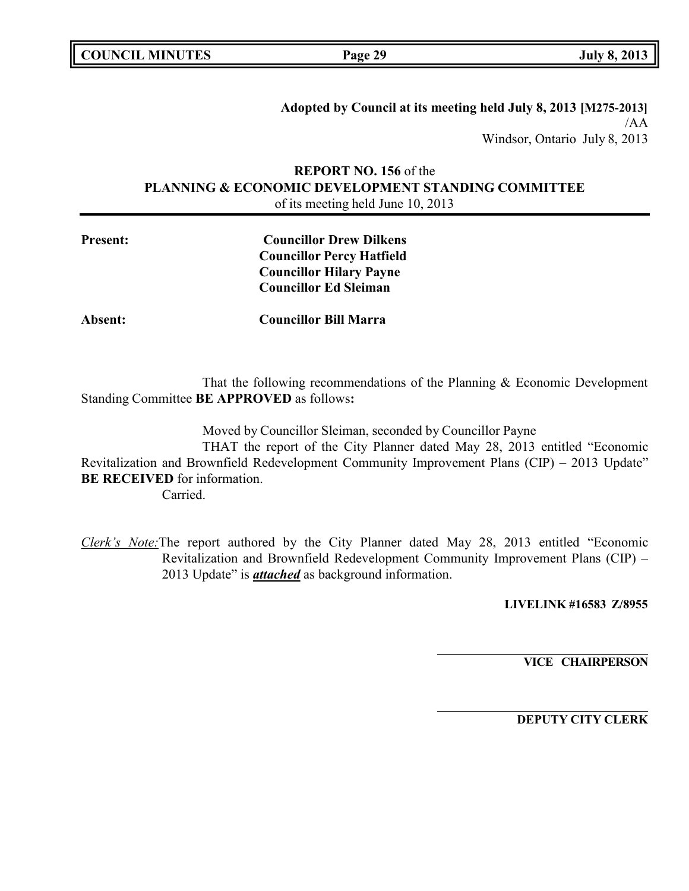**Adopted by Council at its meeting held July 8, 2013 [M275-2013]**
/AA
Windsor, Ontario July 8, 2013

**REPORT NO. 156** of the
**PLANNING & ECONOMIC DEVELOPMENT STANDING COMMITTEE**
of its meeting held June 10, 2013

**Present:** **Councillor Drew Dilkens**
**Councillor Percy Hatfield**
**Councillor Hilary Payne**
**Councillor Ed Sleiman**

**Absent:** **Councillor Bill Marra**

That the following recommendations of the Planning & Economic Development Standing Committee **BE APPROVED** as follows**:**

Moved by Councillor Sleiman, seconded by Councillor Payne

THAT the report of the City Planner dated May 28, 2013 entitled "Economic Revitalization and Brownfield Redevelopment Community Improvement Plans (CIP) – 2013 Update" **BE RECEIVED** for information.

Carried.

*Clerk's Note:* The report authored by the City Planner dated May 28, 2013 entitled "Economic Revitalization and Brownfield Redevelopment Community Improvement Plans (CIP) – 2013 Update" is ***attached*** as background information.

**LIVELINK #16583 Z/8955**

**VICE CHAIRPERSON**

**DEPUTY CITY CLERK**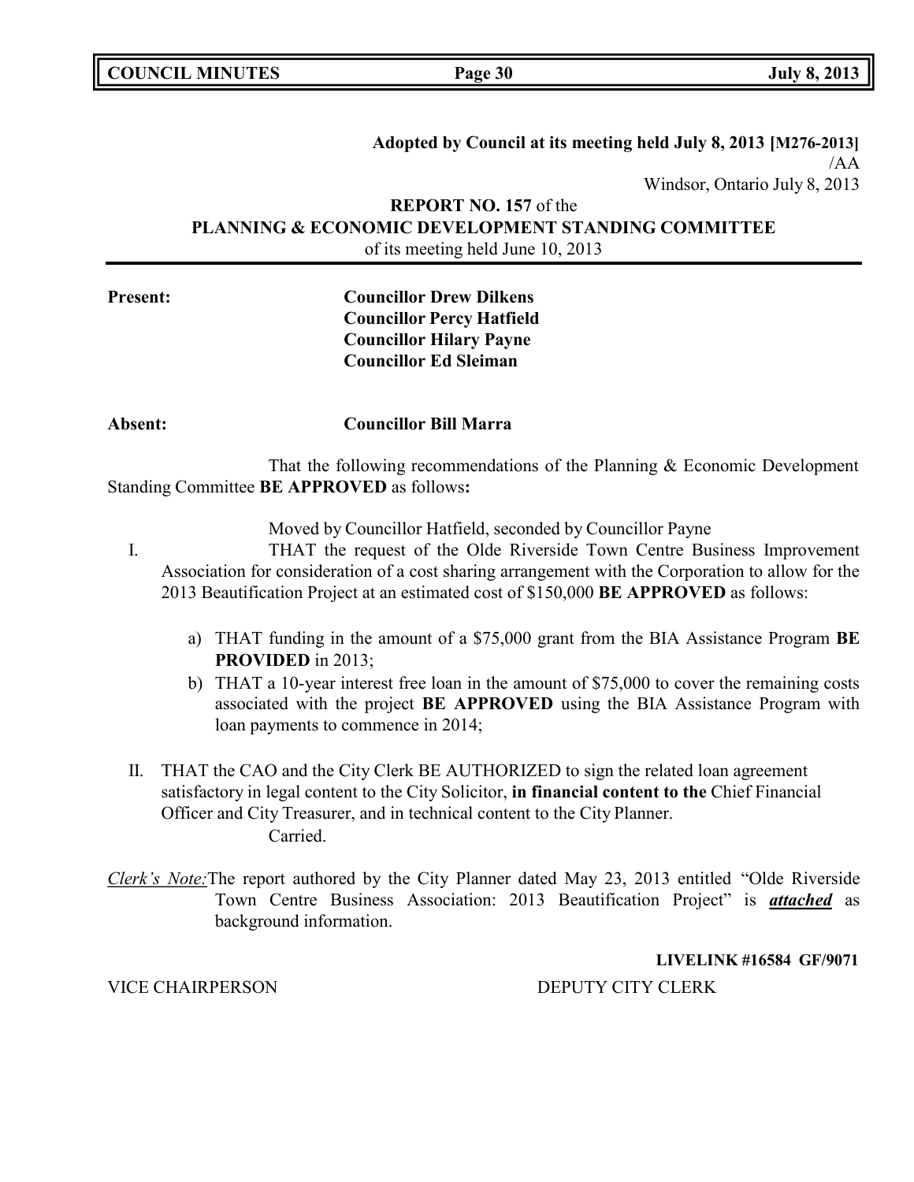**Adopted by Council at its meeting held July 8, 2013 [M276-2013]**
/AA
Windsor, Ontario July 8, 2013

**REPORT NO. 157** of the
**PLANNING & ECONOMIC DEVELOPMENT STANDING COMMITTEE**
of its meeting held June 10, 2013

**Present:** **Councillor Drew Dilkens**
**Councillor Percy Hatfield**
**Councillor Hilary Payne**
**Councillor Ed Sleiman**

**Absent:** **Councillor Bill Marra**

That the following recommendations of the Planning & Economic Development Standing Committee **BE APPROVED** as follows**:**

Moved by Councillor Hatfield, seconded by Councillor Payne

I. THAT the request of the Olde Riverside Town Centre Business Improvement Association for consideration of a cost sharing arrangement with the Corporation to allow for the 2013 Beautification Project at an estimated cost of $150,000 **BE APPROVED** as follows:

   a) THAT funding in the amount of a $75,000 grant from the BIA Assistance Program **BE PROVIDED** in 2013;
   b) THAT a 10-year interest free loan in the amount of $75,000 to cover the remaining costs associated with the project **BE APPROVED** using the BIA Assistance Program with loan payments to commence in 2014;

II. THAT the CAO and the City Clerk BE AUTHORIZED to sign the related loan agreement satisfactory in legal content to the City Solicitor, **in financial content to the** Chief Financial Officer and City Treasurer, and in technical content to the City Planner.

Carried.

*Clerk's Note:* The report authored by the City Planner dated May 23, 2013 entitled "Olde Riverside Town Centre Business Association: 2013 Beautification Project" is ***attached*** as background information.

**LIVELINK #16584 GF/9071**

VICE CHAIRPERSON DEPUTY CITY CLERK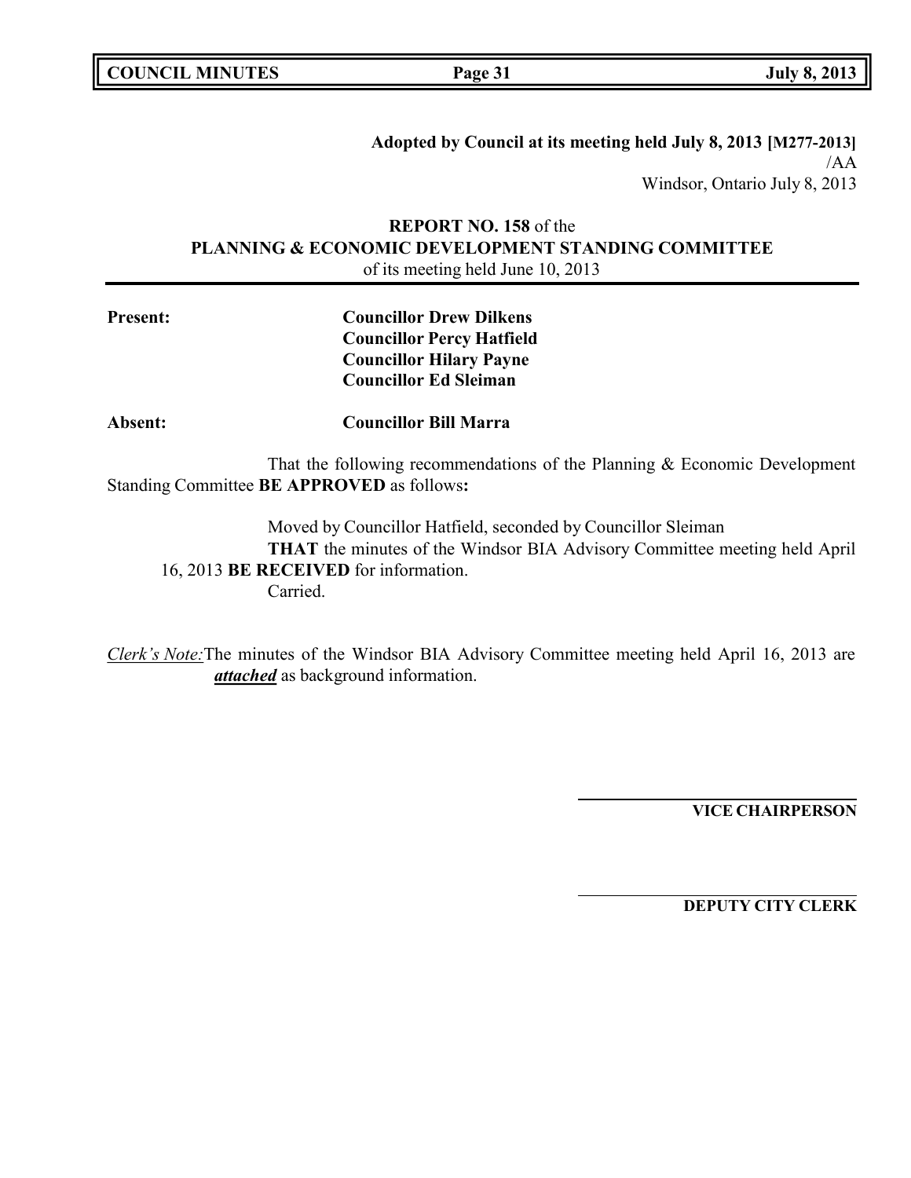**Adopted by Council at its meeting held July 8, 2013 [M277-2013]**
/AA
Windsor, Ontario July 8, 2013

**REPORT NO. 158** of the
**PLANNING & ECONOMIC DEVELOPMENT STANDING COMMITTEE**
of its meeting held June 10, 2013

**Present:** **Councillor Drew Dilkens**
**Councillor Percy Hatfield**
**Councillor Hilary Payne**
**Councillor Ed Sleiman**

**Absent:** **Councillor Bill Marra**

That the following recommendations of the Planning & Economic Development Standing Committee **BE APPROVED** as follows**:**

Moved by Councillor Hatfield, seconded by Councillor Sleiman
**THAT** the minutes of the Windsor BIA Advisory Committee meeting held April 16, 2013 **BE RECEIVED** for information.
Carried.

*Clerk's Note:* The minutes of the Windsor BIA Advisory Committee meeting held April 16, 2013 are ***attached*** as background information.

**VICE CHAIRPERSON**

**DEPUTY CITY CLERK**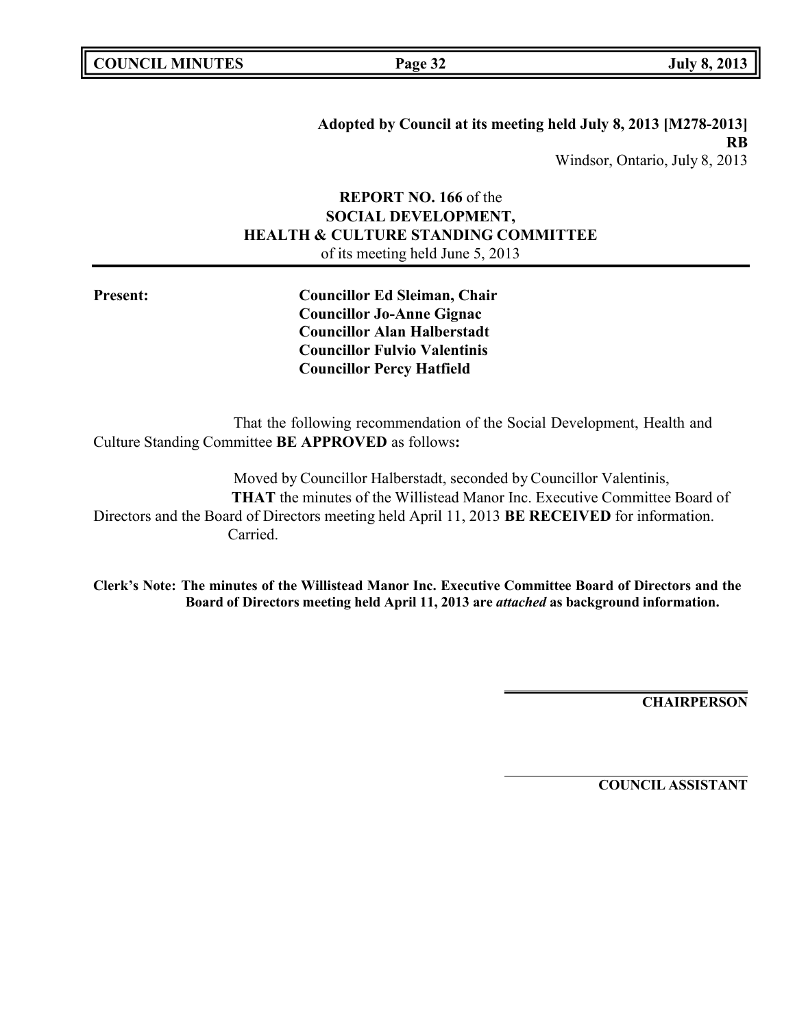**Adopted by Council at its meeting held July 8, 2013 [M278-2013]**
**RB**
Windsor, Ontario, July 8, 2013

**REPORT NO. 166** of the
**SOCIAL DEVELOPMENT,**
**HEALTH & CULTURE STANDING COMMITTEE**
of its meeting held June 5, 2013

**Present:**

**Councillor Ed Sleiman, Chair**
**Councillor Jo-Anne Gignac**
**Councillor Alan Halberstadt**
**Councillor Fulvio Valentinis**
**Councillor Percy Hatfield**

That the following recommendation of the Social Development, Health and Culture Standing Committee **BE APPROVED** as follows**:**

Moved by Councillor Halberstadt, seconded by Councillor Valentinis,
**THAT** the minutes of the Willistead Manor Inc. Executive Committee Board of Directors and the Board of Directors meeting held April 11, 2013 **BE RECEIVED** for information.
Carried.

**Clerk's Note: The minutes of the Willistead Manor Inc. Executive Committee Board of Directors and the Board of Directors meeting held April 11, 2013 are *attached* as background information.**

**CHAIRPERSON**

**COUNCIL ASSISTANT**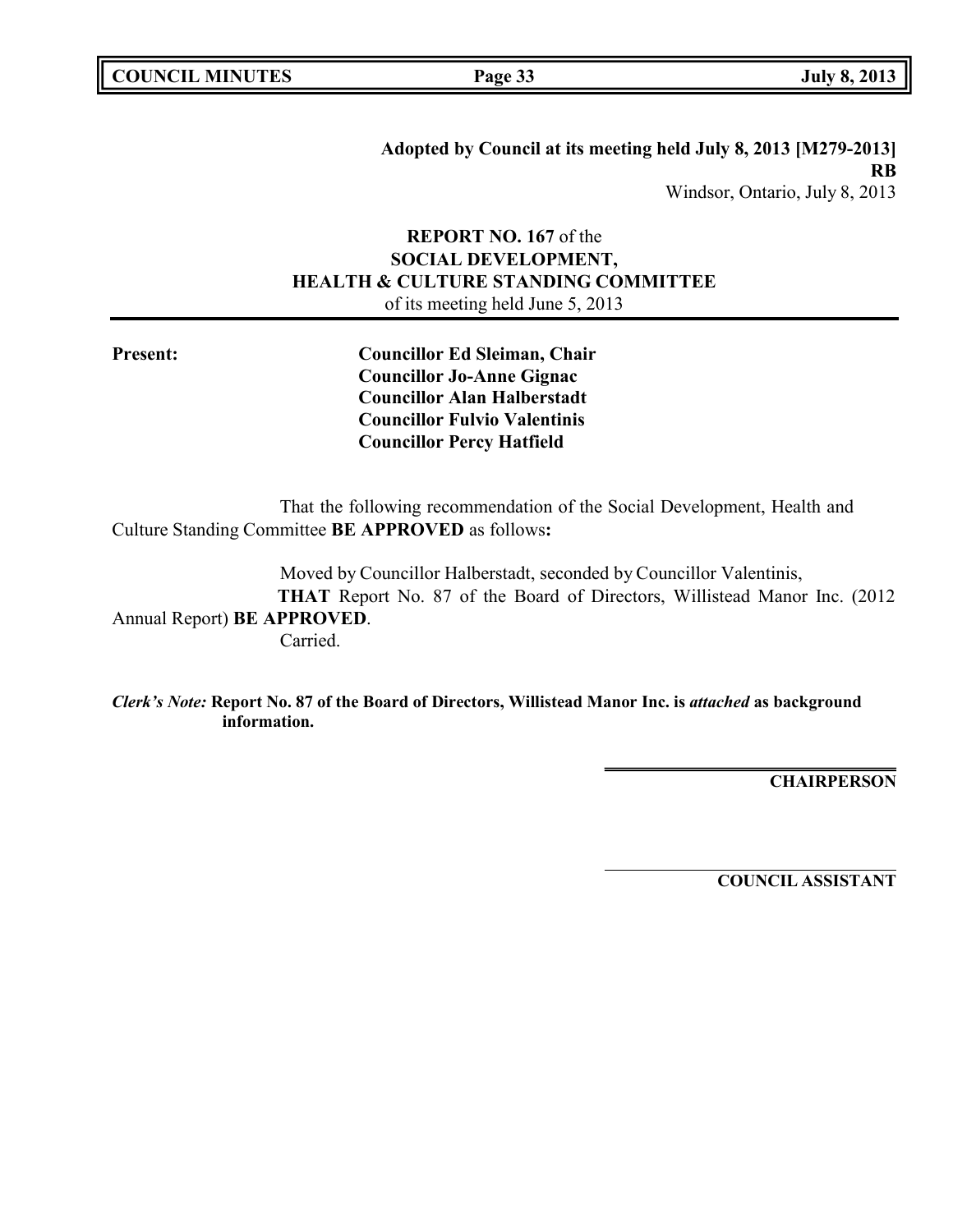**Adopted by Council at its meeting held July 8, 2013 [M279-2013]**
**RB**
Windsor, Ontario, July 8, 2013

## REPORT NO. 167 of the SOCIAL DEVELOPMENT, HEALTH & CULTURE STANDING COMMITTEE

of its meeting held June 5, 2013

**Present:**

**Councillor Ed Sleiman, Chair**
**Councillor Jo-Anne Gignac**
**Councillor Alan Halberstadt**
**Councillor Fulvio Valentinis**
**Councillor Percy Hatfield**

That the following recommendation of the Social Development, Health and Culture Standing Committee **BE APPROVED** as follows**:**

Moved by Councillor Halberstadt, seconded by Councillor Valentinis,

**THAT** Report No. 87 of the Board of Directors, Willistead Manor Inc. (2012 Annual Report) **BE APPROVED**.

Carried.

***Clerk's Note:*** **Report No. 87 of the Board of Directors, Willistead Manor Inc. is *attached* as background information.**

**CHAIRPERSON**

**COUNCIL ASSISTANT**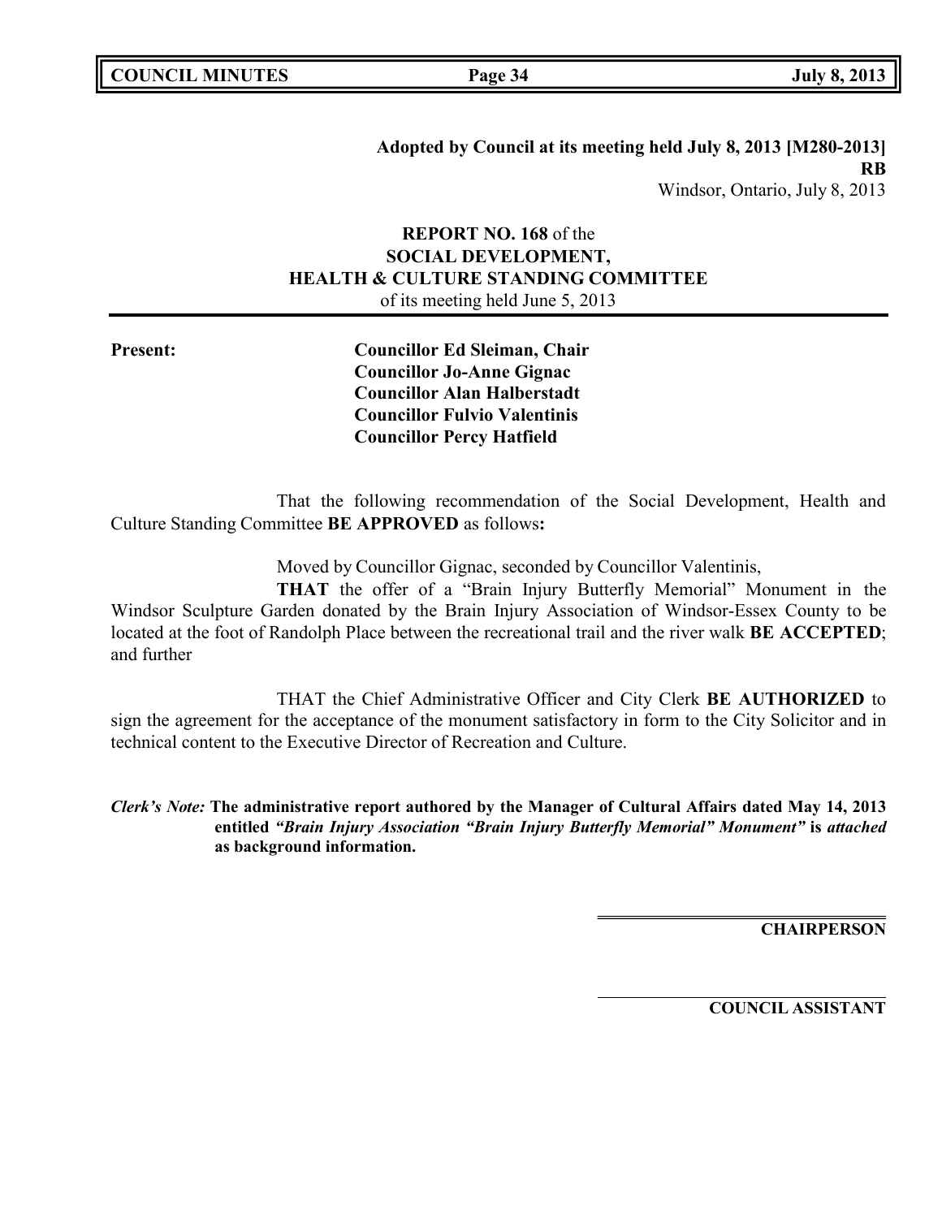**Adopted by Council at its meeting held July 8, 2013 [M280-2013]**
**RB**
Windsor, Ontario, July 8, 2013

**REPORT NO. 168** of the
**SOCIAL DEVELOPMENT,**
**HEALTH & CULTURE STANDING COMMITTEE**
of its meeting held June 5, 2013

**Present:**

**Councillor Ed Sleiman, Chair**
**Councillor Jo-Anne Gignac**
**Councillor Alan Halberstadt**
**Councillor Fulvio Valentinis**
**Councillor Percy Hatfield**

That the following recommendation of the Social Development, Health and Culture Standing Committee **BE APPROVED** as follows**:**

Moved by Councillor Gignac, seconded by Councillor Valentinis,

**THAT** the offer of a "Brain Injury Butterfly Memorial" Monument in the Windsor Sculpture Garden donated by the Brain Injury Association of Windsor-Essex County to be located at the foot of Randolph Place between the recreational trail and the river walk **BE ACCEPTED**; and further

THAT the Chief Administrative Officer and City Clerk **BE AUTHORIZED** to sign the agreement for the acceptance of the monument satisfactory in form to the City Solicitor and in technical content to the Executive Director of Recreation and Culture.

***Clerk's Note:*** **The administrative report authored by the Manager of Cultural Affairs dated May 14, 2013 entitled *"Brain Injury Association "Brain Injury Butterfly Memorial" Monument"* is *attached* as background information.**

**CHAIRPERSON**

**COUNCIL ASSISTANT**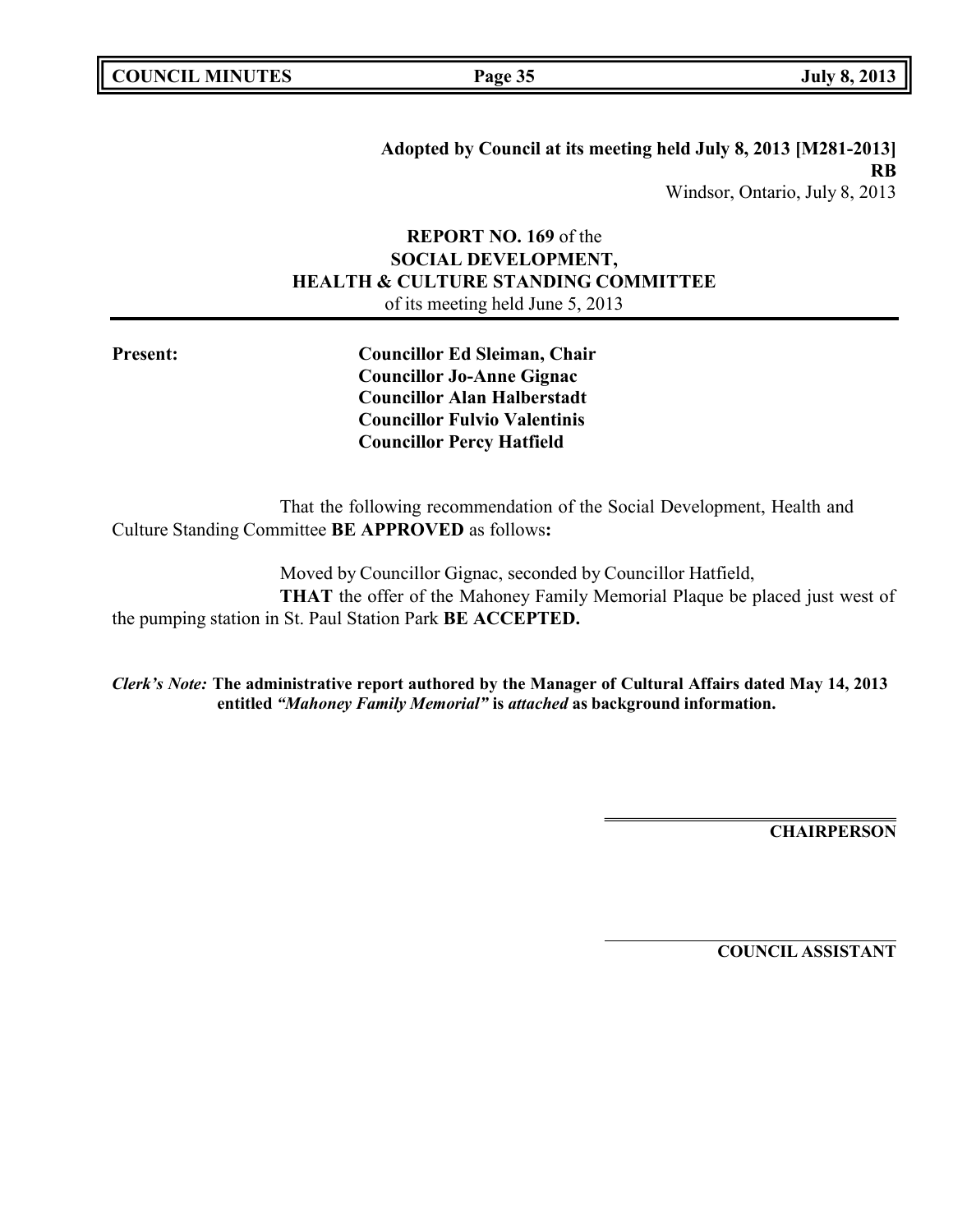**Adopted by Council at its meeting held July 8, 2013 [M281-2013]**
**RB**
Windsor, Ontario, July 8, 2013

**REPORT NO. 169** of the
**SOCIAL DEVELOPMENT,**
**HEALTH & CULTURE STANDING COMMITTEE**
of its meeting held June 5, 2013

**Present:**

**Councillor Ed Sleiman, Chair**
**Councillor Jo-Anne Gignac**
**Councillor Alan Halberstadt**
**Councillor Fulvio Valentinis**
**Councillor Percy Hatfield**

That the following recommendation of the Social Development, Health and Culture Standing Committee **BE APPROVED** as follows**:**

Moved by Councillor Gignac, seconded by Councillor Hatfield,
**THAT** the offer of the Mahoney Family Memorial Plaque be placed just west of the pumping station in St. Paul Station Park **BE ACCEPTED.**

***Clerk's Note:*** **The administrative report authored by the Manager of Cultural Affairs dated May 14, 2013 entitled *"Mahoney Family Memorial"* is *attached* as background information.**

**CHAIRPERSON**

**COUNCIL ASSISTANT**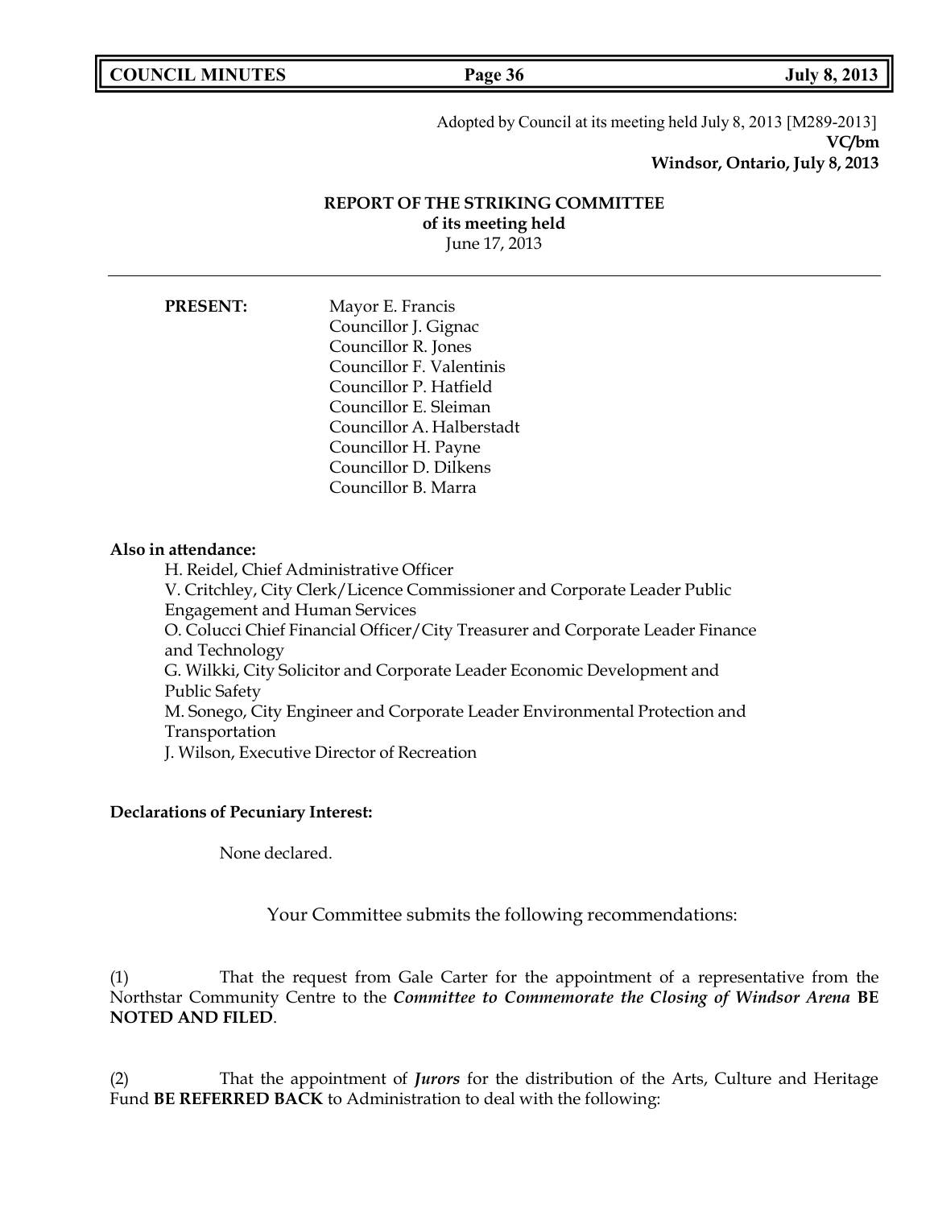Adopted by Council at its meeting held July 8, 2013 [M289-2013]
**VC/bm**
**Windsor, Ontario, July 8, 2013**

## REPORT OF THE STRIKING COMMITTEE
**of its meeting held**
June 17, 2013

---

**PRESENT:**

Mayor E. Francis
Councillor J. Gignac
Councillor R. Jones
Councillor F. Valentinis
Councillor P. Hatfield
Councillor E. Sleiman
Councillor A. Halberstadt
Councillor H. Payne
Councillor D. Dilkens
Councillor B. Marra

**Also in attendance:**

H. Reidel, Chief Administrative Officer
V. Critchley, City Clerk/Licence Commissioner and Corporate Leader Public Engagement and Human Services
O. Colucci Chief Financial Officer/City Treasurer and Corporate Leader Finance and Technology
G. Wilkki, City Solicitor and Corporate Leader Economic Development and Public Safety
M. Sonego, City Engineer and Corporate Leader Environmental Protection and Transportation
J. Wilson, Executive Director of Recreation

**Declarations of Pecuniary Interest:**

None declared.

Your Committee submits the following recommendations:

(1) That the request from Gale Carter for the appointment of a representative from the Northstar Community Centre to the ***Committee to Commemorate the Closing of Windsor Arena*** **BE NOTED AND FILED**.

(2) That the appointment of ***Jurors*** for the distribution of the Arts, Culture and Heritage Fund **BE REFERRED BACK** to Administration to deal with the following: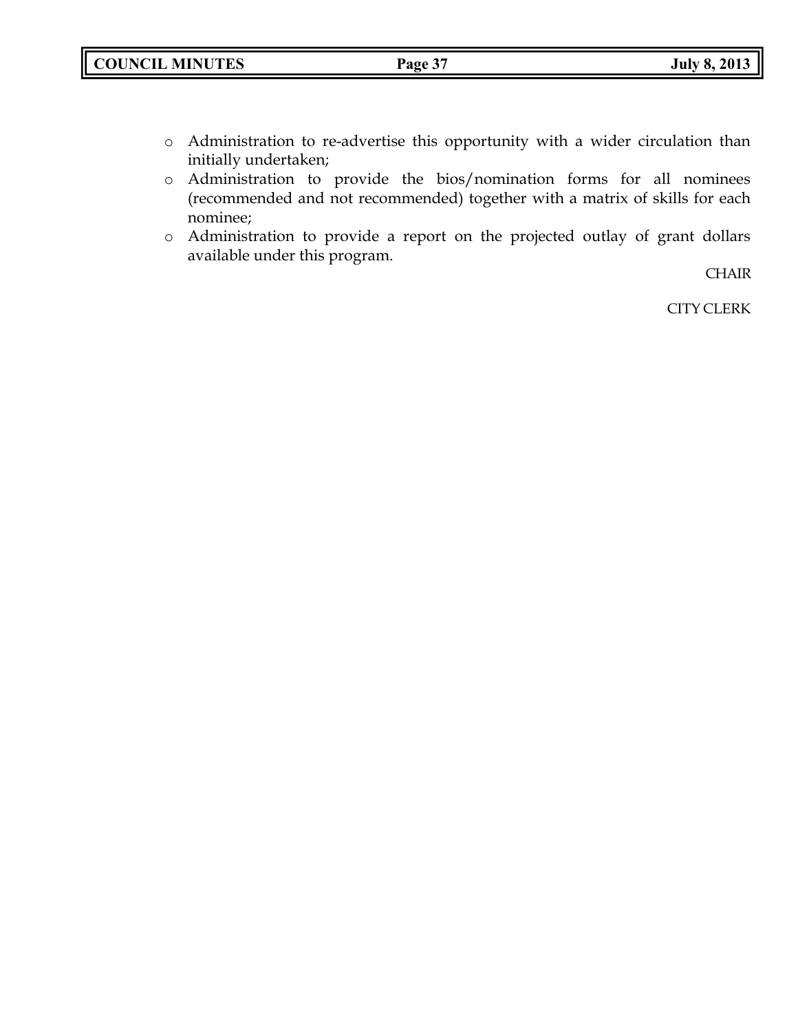- Administration to re-advertise this opportunity with a wider circulation than initially undertaken;
- Administration to provide the bios/nomination forms for all nominees (recommended and not recommended) together with a matrix of skills for each nominee;
- Administration to provide a report on the projected outlay of grant dollars available under this program.

CHAIR

CITY CLERK